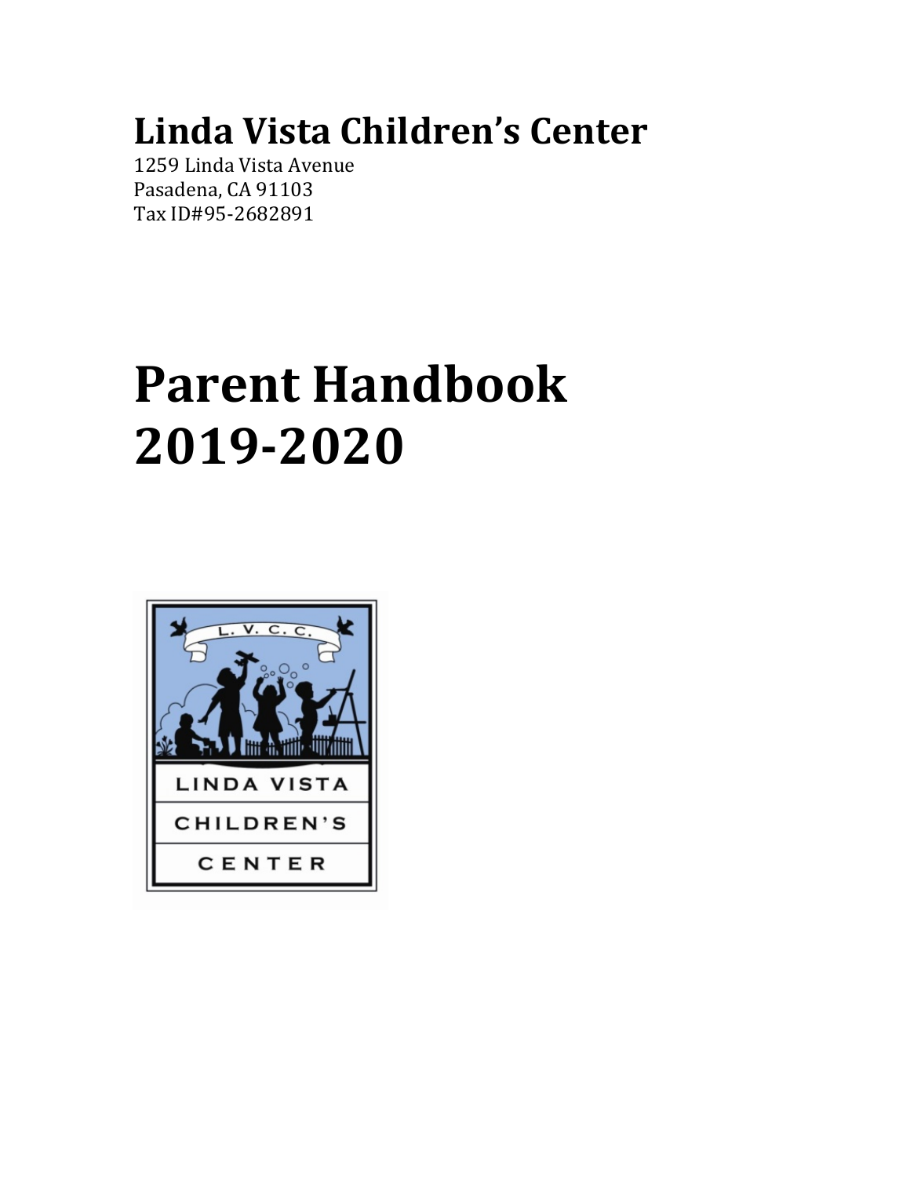# Linda Vista Children's Center

1259 Linda Vista Avenue
Pasadena, CA 91103
Tax ID#95-2682891

# Parent Handbook 2019-2020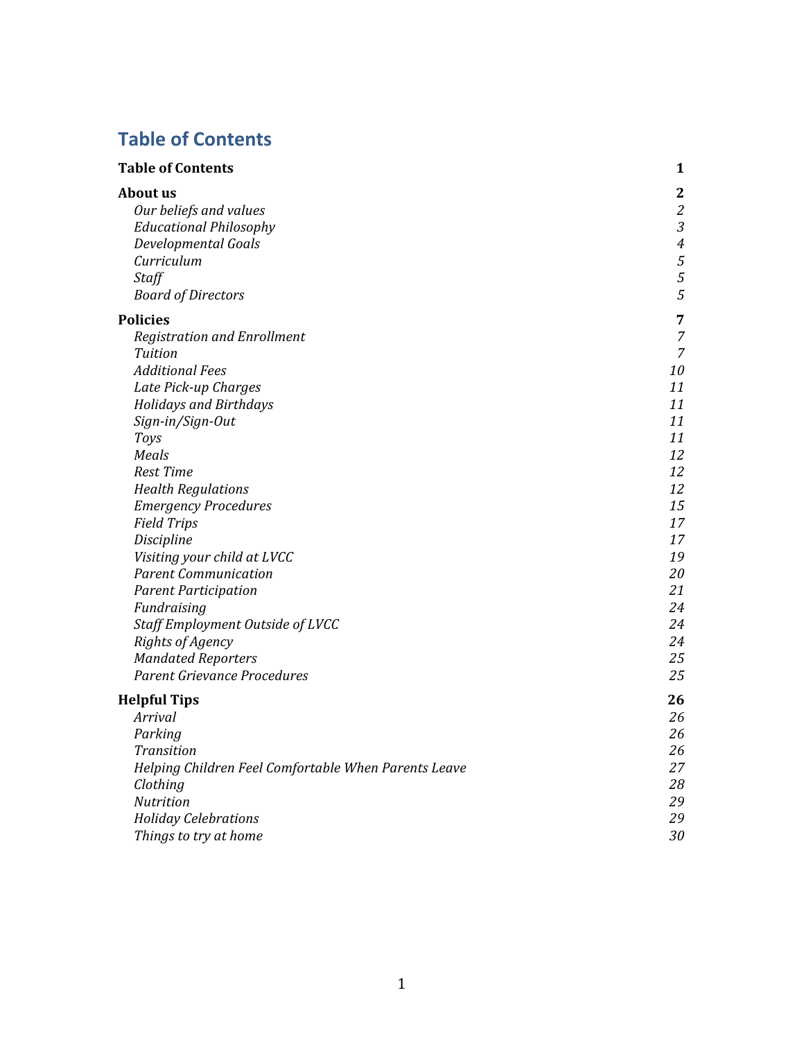## Table of Contents

| | |
|---|---|
| **Table of Contents** | **1** |
| **About us** | **2** |
| *Our beliefs and values* | *2* |
| *Educational Philosophy* | *3* |
| *Developmental Goals* | *4* |
| *Curriculum* | *5* |
| *Staff* | *5* |
| *Board of Directors* | *5* |
| **Policies** | **7** |
| *Registration and Enrollment* | *7* |
| *Tuition* | *7* |
| *Additional Fees* | *10* |
| *Late Pick-up Charges* | *11* |
| *Holidays and Birthdays* | *11* |
| *Sign-in/Sign-Out* | *11* |
| *Toys* | *11* |
| *Meals* | *12* |
| *Rest Time* | *12* |
| *Health Regulations* | *12* |
| *Emergency Procedures* | *15* |
| *Field Trips* | *17* |
| *Discipline* | *17* |
| *Visiting your child at LVCC* | *19* |
| *Parent Communication* | *20* |
| *Parent Participation* | *21* |
| *Fundraising* | *24* |
| *Staff Employment Outside of LVCC* | *24* |
| *Rights of Agency* | *24* |
| *Mandated Reporters* | *25* |
| *Parent Grievance Procedures* | *25* |
| **Helpful Tips** | **26** |
| *Arrival* | *26* |
| *Parking* | *26* |
| *Transition* | *26* |
| *Helping Children Feel Comfortable When Parents Leave* | *27* |
| *Clothing* | *28* |
| *Nutrition* | *29* |
| *Holiday Celebrations* | *29* |
| *Things to try at home* | *30* |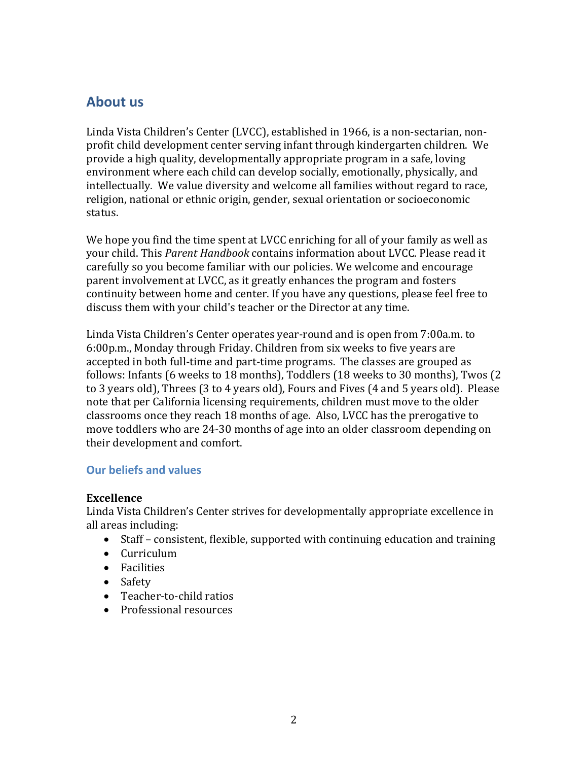## About us

Linda Vista Children's Center (LVCC), established in 1966, is a non-sectarian, non-profit child development center serving infant through kindergarten children. We provide a high quality, developmentally appropriate program in a safe, loving environment where each child can develop socially, emotionally, physically, and intellectually. We value diversity and welcome all families without regard to race, religion, national or ethnic origin, gender, sexual orientation or socioeconomic status.

We hope you find the time spent at LVCC enriching for all of your family as well as your child. This *Parent Handbook* contains information about LVCC. Please read it carefully so you become familiar with our policies. We welcome and encourage parent involvement at LVCC, as it greatly enhances the program and fosters continuity between home and center. If you have any questions, please feel free to discuss them with your child's teacher or the Director at any time.

Linda Vista Children's Center operates year-round and is open from 7:00a.m. to 6:00p.m., Monday through Friday. Children from six weeks to five years are accepted in both full-time and part-time programs. The classes are grouped as follows: Infants (6 weeks to 18 months), Toddlers (18 weeks to 30 months), Twos (2 to 3 years old), Threes (3 to 4 years old), Fours and Fives (4 and 5 years old). Please note that per California licensing requirements, children must move to the older classrooms once they reach 18 months of age. Also, LVCC has the prerogative to move toddlers who are 24-30 months of age into an older classroom depending on their development and comfort.

### Our beliefs and values

**Excellence**
Linda Vista Children's Center strives for developmentally appropriate excellence in all areas including:

- Staff – consistent, flexible, supported with continuing education and training
- Curriculum
- Facilities
- Safety
- Teacher-to-child ratios
- Professional resources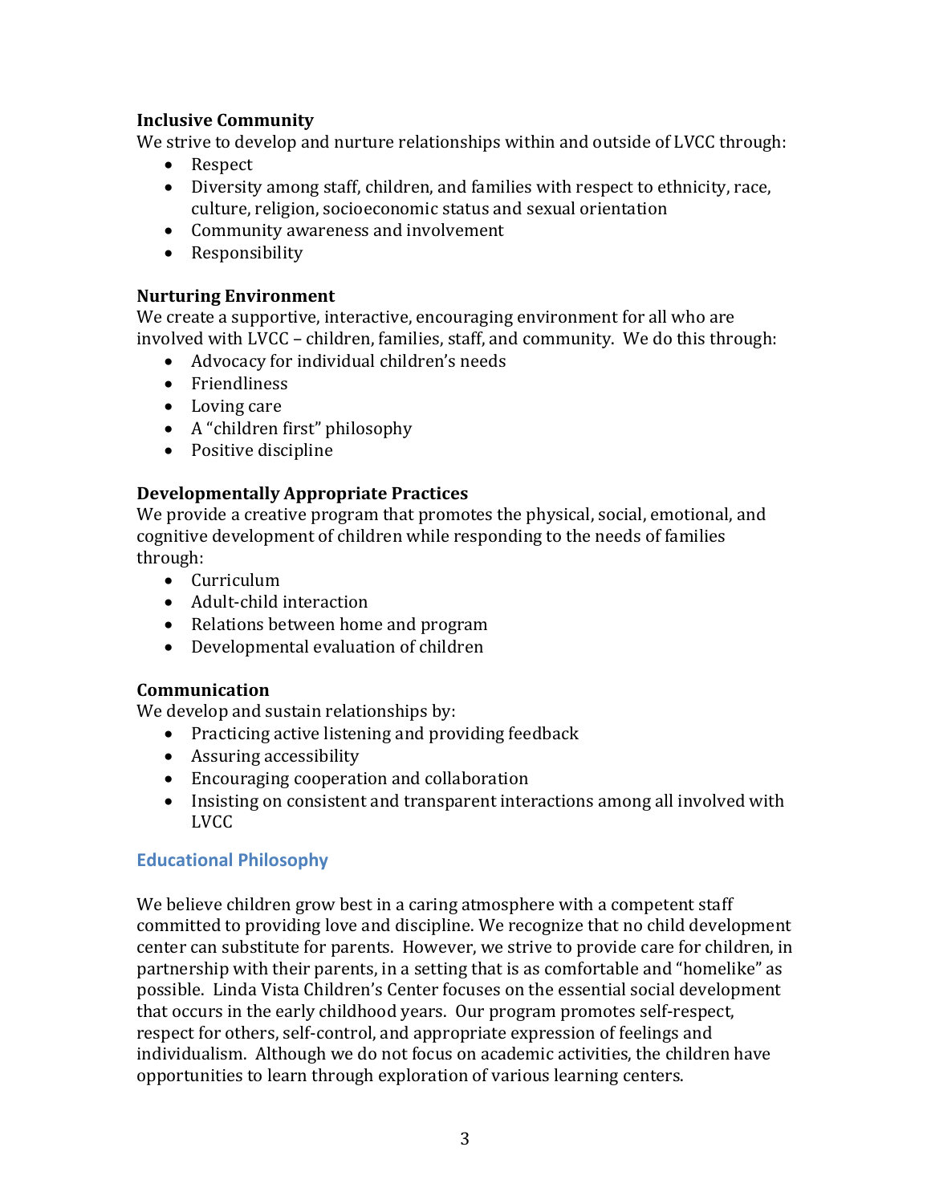**Inclusive Community**

We strive to develop and nurture relationships within and outside of LVCC through:

- Respect
- Diversity among staff, children, and families with respect to ethnicity, race, culture, religion, socioeconomic status and sexual orientation
- Community awareness and involvement
- Responsibility

**Nurturing Environment**

We create a supportive, interactive, encouraging environment for all who are involved with LVCC – children, families, staff, and community. We do this through:

- Advocacy for individual children's needs
- Friendliness
- Loving care
- A "children first" philosophy
- Positive discipline

**Developmentally Appropriate Practices**

We provide a creative program that promotes the physical, social, emotional, and cognitive development of children while responding to the needs of families through:

- Curriculum
- Adult-child interaction
- Relations between home and program
- Developmental evaluation of children

**Communication**

We develop and sustain relationships by:

- Practicing active listening and providing feedback
- Assuring accessibility
- Encouraging cooperation and collaboration
- Insisting on consistent and transparent interactions among all involved with LVCC

## Educational Philosophy

We believe children grow best in a caring atmosphere with a competent staff committed to providing love and discipline. We recognize that no child development center can substitute for parents. However, we strive to provide care for children, in partnership with their parents, in a setting that is as comfortable and "homelike" as possible. Linda Vista Children's Center focuses on the essential social development that occurs in the early childhood years. Our program promotes self-respect, respect for others, self-control, and appropriate expression of feelings and individualism. Although we do not focus on academic activities, the children have opportunities to learn through exploration of various learning centers.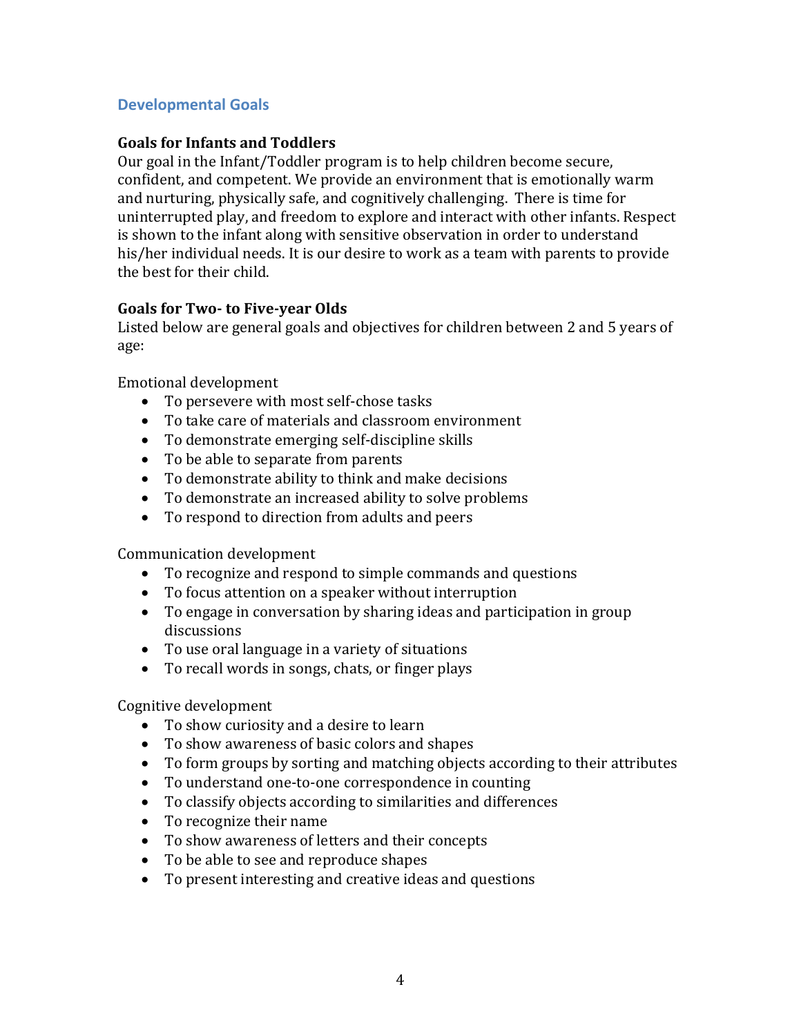## Developmental Goals

### Goals for Infants and Toddlers

Our goal in the Infant/Toddler program is to help children become secure, confident, and competent. We provide an environment that is emotionally warm and nurturing, physically safe, and cognitively challenging. There is time for uninterrupted play, and freedom to explore and interact with other infants. Respect is shown to the infant along with sensitive observation in order to understand his/her individual needs. It is our desire to work as a team with parents to provide the best for their child.

### Goals for Two- to Five-year Olds

Listed below are general goals and objectives for children between 2 and 5 years of age:

Emotional development

- To persevere with most self-chose tasks
- To take care of materials and classroom environment
- To demonstrate emerging self-discipline skills
- To be able to separate from parents
- To demonstrate ability to think and make decisions
- To demonstrate an increased ability to solve problems
- To respond to direction from adults and peers

Communication development

- To recognize and respond to simple commands and questions
- To focus attention on a speaker without interruption
- To engage in conversation by sharing ideas and participation in group discussions
- To use oral language in a variety of situations
- To recall words in songs, chats, or finger plays

Cognitive development

- To show curiosity and a desire to learn
- To show awareness of basic colors and shapes
- To form groups by sorting and matching objects according to their attributes
- To understand one-to-one correspondence in counting
- To classify objects according to similarities and differences
- To recognize their name
- To show awareness of letters and their concepts
- To be able to see and reproduce shapes
- To present interesting and creative ideas and questions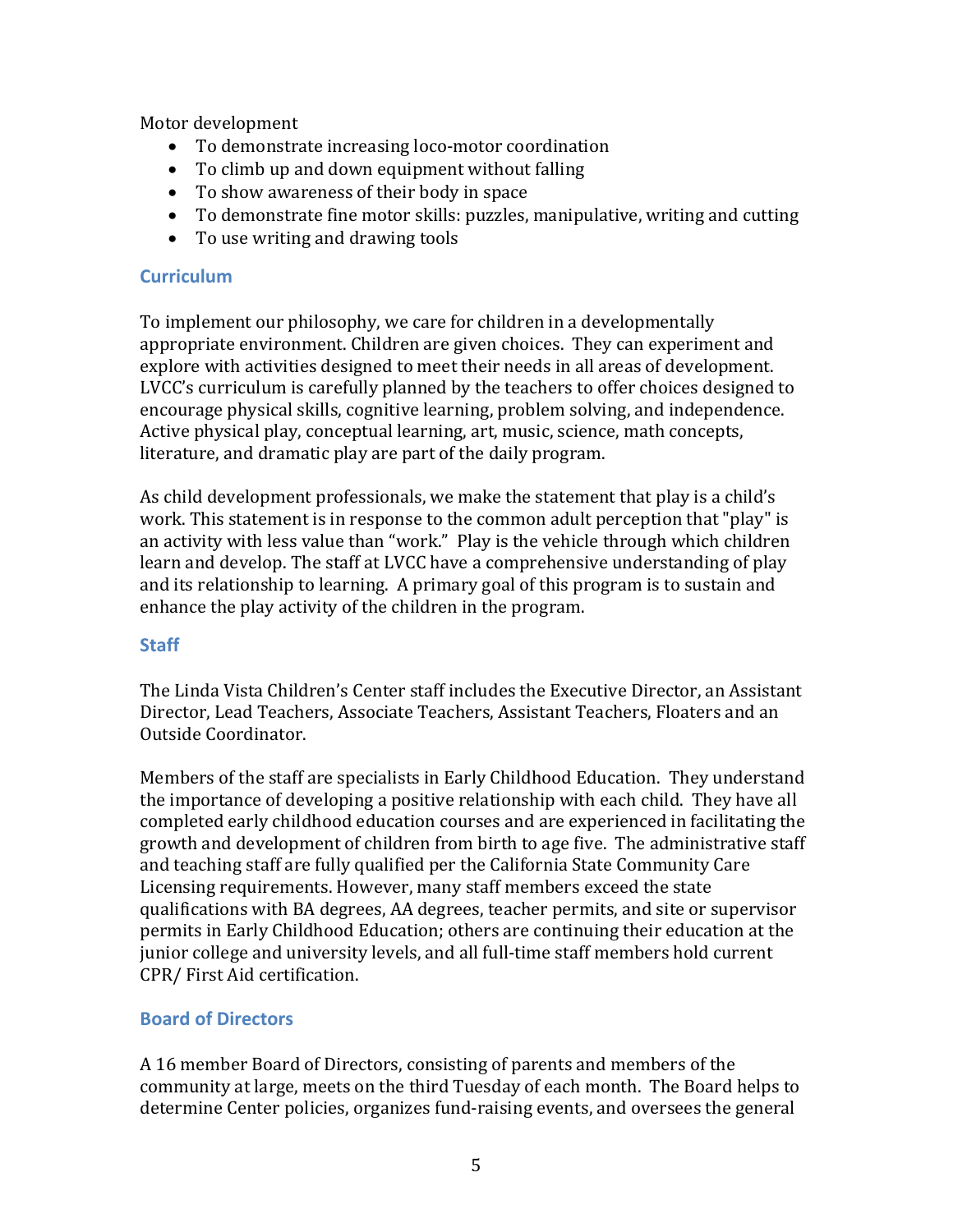Motor development

- To demonstrate increasing loco-motor coordination
- To climb up and down equipment without falling
- To show awareness of their body in space
- To demonstrate fine motor skills: puzzles, manipulative, writing and cutting
- To use writing and drawing tools

## Curriculum

To implement our philosophy, we care for children in a developmentally appropriate environment. Children are given choices. They can experiment and explore with activities designed to meet their needs in all areas of development. LVCC's curriculum is carefully planned by the teachers to offer choices designed to encourage physical skills, cognitive learning, problem solving, and independence. Active physical play, conceptual learning, art, music, science, math concepts, literature, and dramatic play are part of the daily program.

As child development professionals, we make the statement that play is a child's work. This statement is in response to the common adult perception that "play" is an activity with less value than "work." Play is the vehicle through which children learn and develop. The staff at LVCC have a comprehensive understanding of play and its relationship to learning. A primary goal of this program is to sustain and enhance the play activity of the children in the program.

## Staff

The Linda Vista Children's Center staff includes the Executive Director, an Assistant Director, Lead Teachers, Associate Teachers, Assistant Teachers, Floaters and an Outside Coordinator.

Members of the staff are specialists in Early Childhood Education. They understand the importance of developing a positive relationship with each child. They have all completed early childhood education courses and are experienced in facilitating the growth and development of children from birth to age five. The administrative staff and teaching staff are fully qualified per the California State Community Care Licensing requirements. However, many staff members exceed the state qualifications with BA degrees, AA degrees, teacher permits, and site or supervisor permits in Early Childhood Education; others are continuing their education at the junior college and university levels, and all full-time staff members hold current CPR/ First Aid certification.

## Board of Directors

A 16 member Board of Directors, consisting of parents and members of the community at large, meets on the third Tuesday of each month. The Board helps to determine Center policies, organizes fund-raising events, and oversees the general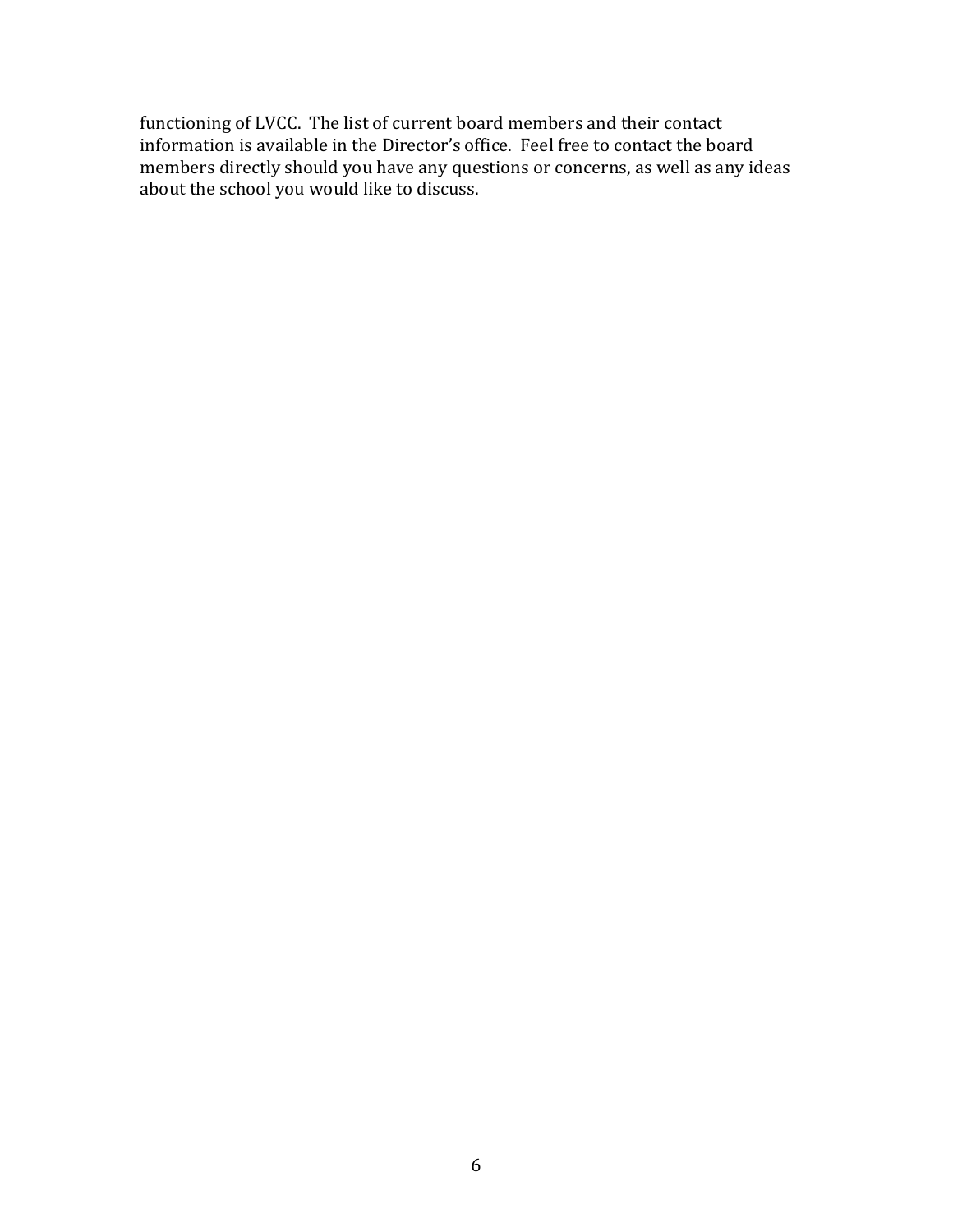functioning of LVCC. The list of current board members and their contact information is available in the Director's office. Feel free to contact the board members directly should you have any questions or concerns, as well as any ideas about the school you would like to discuss.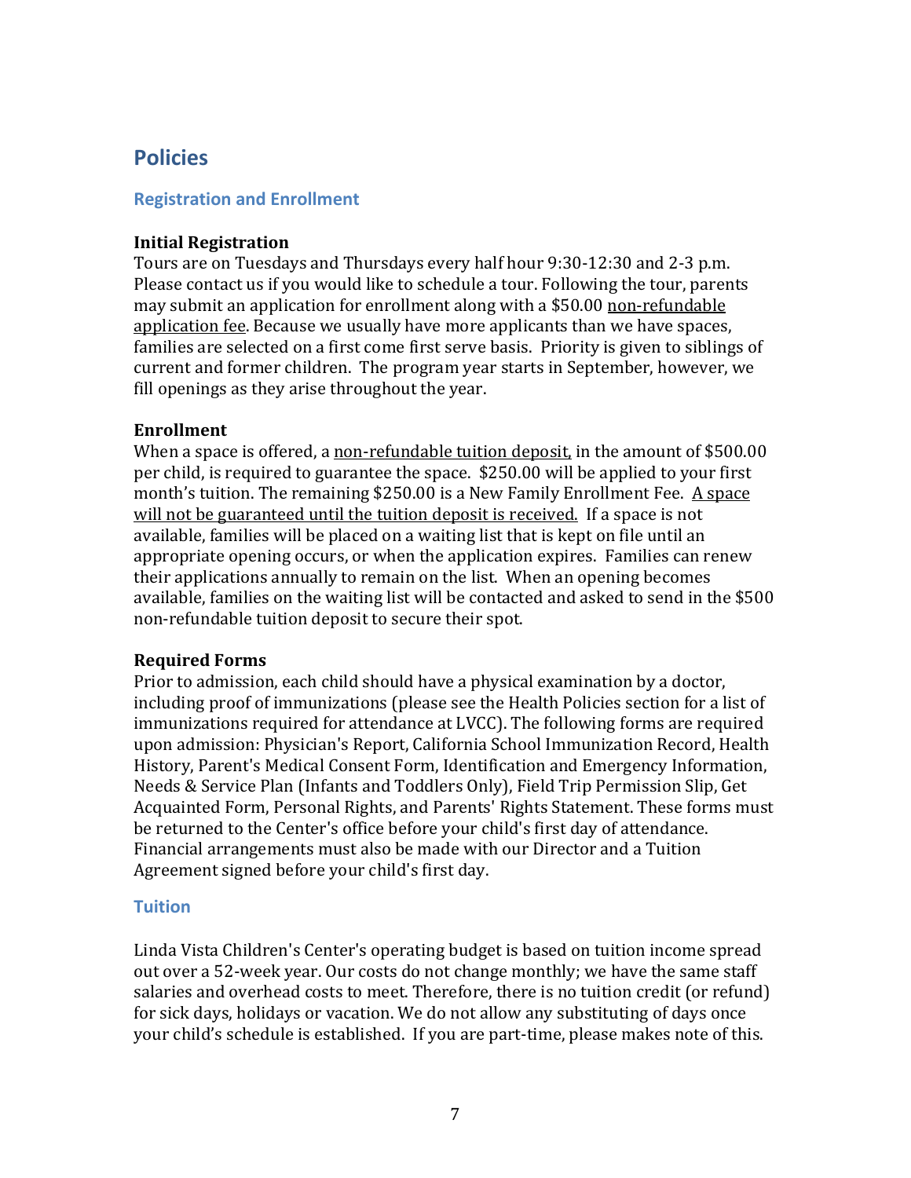# Policies

## Registration and Enrollment

### Initial Registration

Tours are on Tuesdays and Thursdays every half hour 9:30-12:30 and 2-3 p.m. Please contact us if you would like to schedule a tour. Following the tour, parents may submit an application for enrollment along with a $50.00 <u>non-refundable application fee</u>. Because we usually have more applicants than we have spaces, families are selected on a first come first serve basis. Priority is given to siblings of current and former children. The program year starts in September, however, we fill openings as they arise throughout the year.

### Enrollment

When a space is offered, a <u>non-refundable tuition deposit</u>, in the amount of $500.00 per child, is required to guarantee the space. $250.00 will be applied to your first month's tuition. The remaining $250.00 is a New Family Enrollment Fee. <u>A space will not be guaranteed until the tuition deposit is received.</u> If a space is not available, families will be placed on a waiting list that is kept on file until an appropriate opening occurs, or when the application expires. Families can renew their applications annually to remain on the list. When an opening becomes available, families on the waiting list will be contacted and asked to send in the $500 non-refundable tuition deposit to secure their spot.

### Required Forms

Prior to admission, each child should have a physical examination by a doctor, including proof of immunizations (please see the Health Policies section for a list of immunizations required for attendance at LVCC). The following forms are required upon admission: Physician's Report, California School Immunization Record, Health History, Parent's Medical Consent Form, Identification and Emergency Information, Needs & Service Plan (Infants and Toddlers Only), Field Trip Permission Slip, Get Acquainted Form, Personal Rights, and Parents' Rights Statement. These forms must be returned to the Center's office before your child's first day of attendance. Financial arrangements must also be made with our Director and a Tuition Agreement signed before your child's first day.

## Tuition

Linda Vista Children's Center's operating budget is based on tuition income spread out over a 52-week year. Our costs do not change monthly; we have the same staff salaries and overhead costs to meet. Therefore, there is no tuition credit (or refund) for sick days, holidays or vacation. We do not allow any substituting of days once your child's schedule is established. If you are part-time, please makes note of this.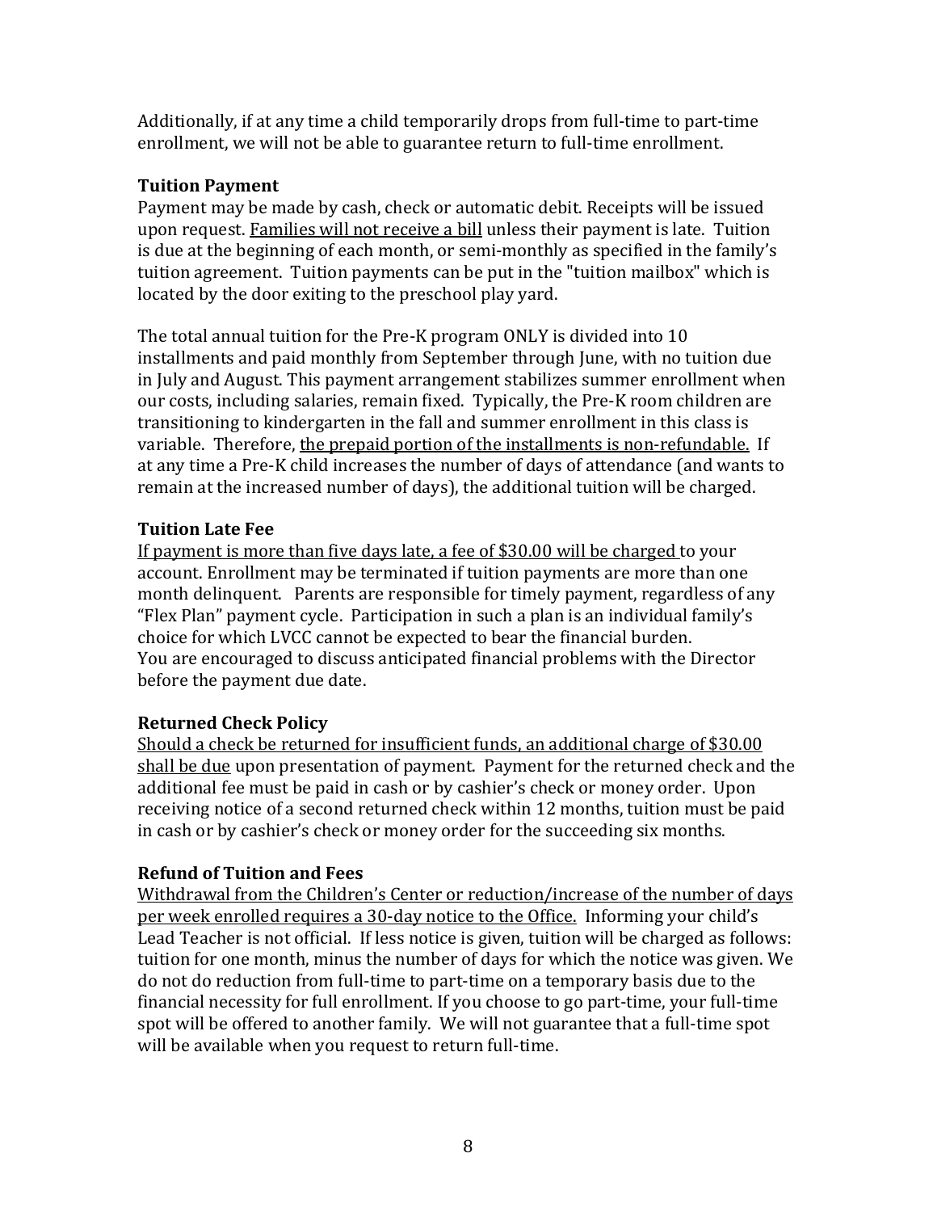Additionally, if at any time a child temporarily drops from full-time to part-time enrollment, we will not be able to guarantee return to full-time enrollment.

**Tuition Payment**

Payment may be made by cash, check or automatic debit. Receipts will be issued upon request. <u>Families will not receive a bill</u> unless their payment is late. Tuition is due at the beginning of each month, or semi-monthly as specified in the family's tuition agreement. Tuition payments can be put in the "tuition mailbox" which is located by the door exiting to the preschool play yard.

The total annual tuition for the Pre-K program ONLY is divided into 10 installments and paid monthly from September through June, with no tuition due in July and August. This payment arrangement stabilizes summer enrollment when our costs, including salaries, remain fixed. Typically, the Pre-K room children are transitioning to kindergarten in the fall and summer enrollment in this class is variable. Therefore, <u>the prepaid portion of the installments is non-refundable.</u> If at any time a Pre-K child increases the number of days of attendance (and wants to remain at the increased number of days), the additional tuition will be charged.

**Tuition Late Fee**

<u>If payment is more than five days late, a fee of $30.00 will be charged</u> to your account. Enrollment may be terminated if tuition payments are more than one month delinquent. Parents are responsible for timely payment, regardless of any "Flex Plan" payment cycle. Participation in such a plan is an individual family's choice for which LVCC cannot be expected to bear the financial burden.
You are encouraged to discuss anticipated financial problems with the Director before the payment due date.

**Returned Check Policy**

<u>Should a check be returned for insufficient funds, an additional charge of $30.00 shall be due</u> upon presentation of payment. Payment for the returned check and the additional fee must be paid in cash or by cashier's check or money order. Upon receiving notice of a second returned check within 12 months, tuition must be paid in cash or by cashier's check or money order for the succeeding six months.

**Refund of Tuition and Fees**

<u>Withdrawal from the Children's Center or reduction/increase of the number of days per week enrolled requires a 30-day notice to the Office.</u> Informing your child's Lead Teacher is not official. If less notice is given, tuition will be charged as follows: tuition for one month, minus the number of days for which the notice was given. We do not do reduction from full-time to part-time on a temporary basis due to the financial necessity for full enrollment. If you choose to go part-time, your full-time spot will be offered to another family. We will not guarantee that a full-time spot will be available when you request to return full-time.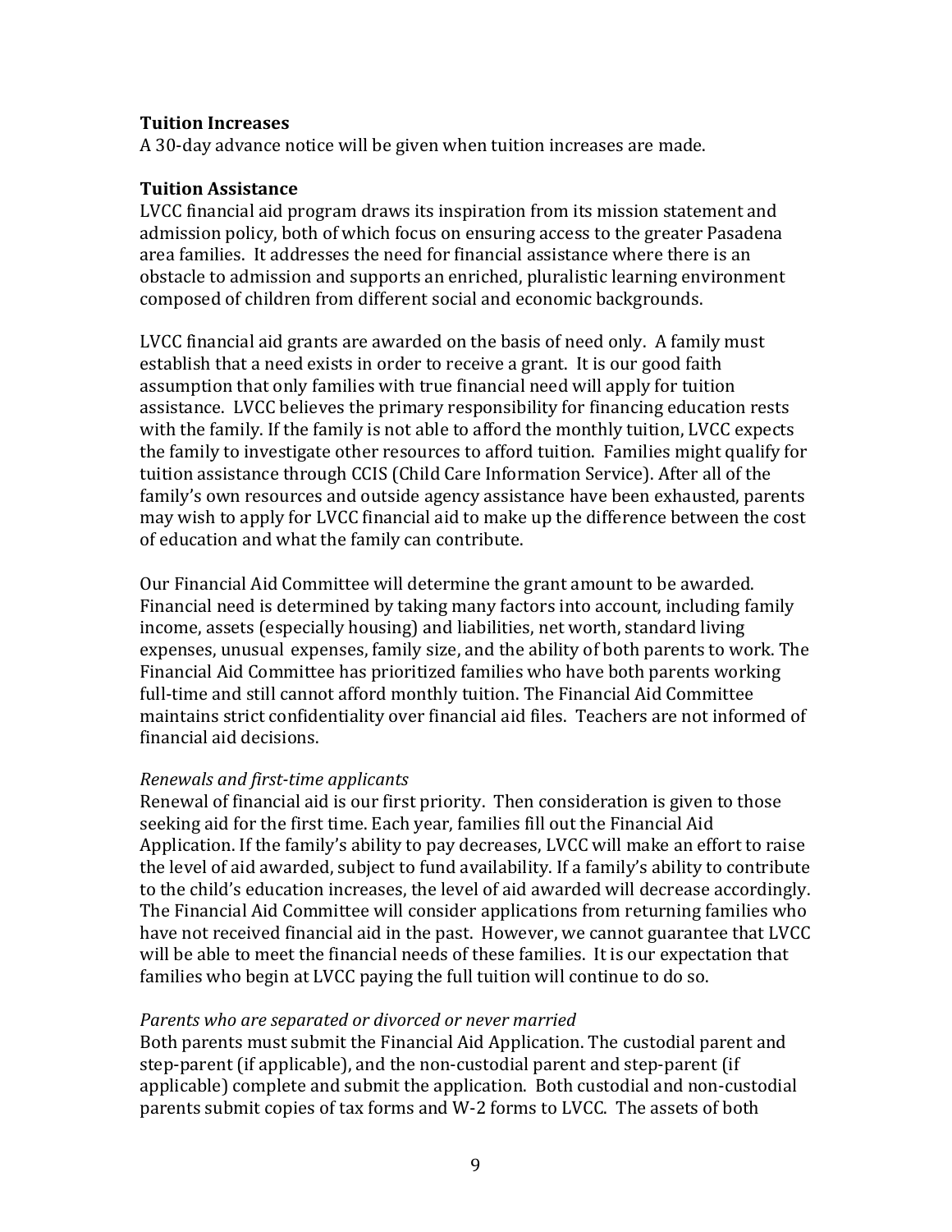**Tuition Increases**

A 30-day advance notice will be given when tuition increases are made.

**Tuition Assistance**

LVCC financial aid program draws its inspiration from its mission statement and admission policy, both of which focus on ensuring access to the greater Pasadena area families. It addresses the need for financial assistance where there is an obstacle to admission and supports an enriched, pluralistic learning environment composed of children from different social and economic backgrounds.

LVCC financial aid grants are awarded on the basis of need only. A family must establish that a need exists in order to receive a grant. It is our good faith assumption that only families with true financial need will apply for tuition assistance. LVCC believes the primary responsibility for financing education rests with the family. If the family is not able to afford the monthly tuition, LVCC expects the family to investigate other resources to afford tuition. Families might qualify for tuition assistance through CCIS (Child Care Information Service). After all of the family's own resources and outside agency assistance have been exhausted, parents may wish to apply for LVCC financial aid to make up the difference between the cost of education and what the family can contribute.

Our Financial Aid Committee will determine the grant amount to be awarded. Financial need is determined by taking many factors into account, including family income, assets (especially housing) and liabilities, net worth, standard living expenses, unusual expenses, family size, and the ability of both parents to work. The Financial Aid Committee has prioritized families who have both parents working full-time and still cannot afford monthly tuition. The Financial Aid Committee maintains strict confidentiality over financial aid files. Teachers are not informed of financial aid decisions.

*Renewals and first-time applicants*

Renewal of financial aid is our first priority. Then consideration is given to those seeking aid for the first time. Each year, families fill out the Financial Aid Application. If the family's ability to pay decreases, LVCC will make an effort to raise the level of aid awarded, subject to fund availability. If a family's ability to contribute to the child's education increases, the level of aid awarded will decrease accordingly. The Financial Aid Committee will consider applications from returning families who have not received financial aid in the past. However, we cannot guarantee that LVCC will be able to meet the financial needs of these families. It is our expectation that families who begin at LVCC paying the full tuition will continue to do so.

*Parents who are separated or divorced or never married*

Both parents must submit the Financial Aid Application. The custodial parent and step-parent (if applicable), and the non-custodial parent and step-parent (if applicable) complete and submit the application. Both custodial and non-custodial parents submit copies of tax forms and W-2 forms to LVCC. The assets of both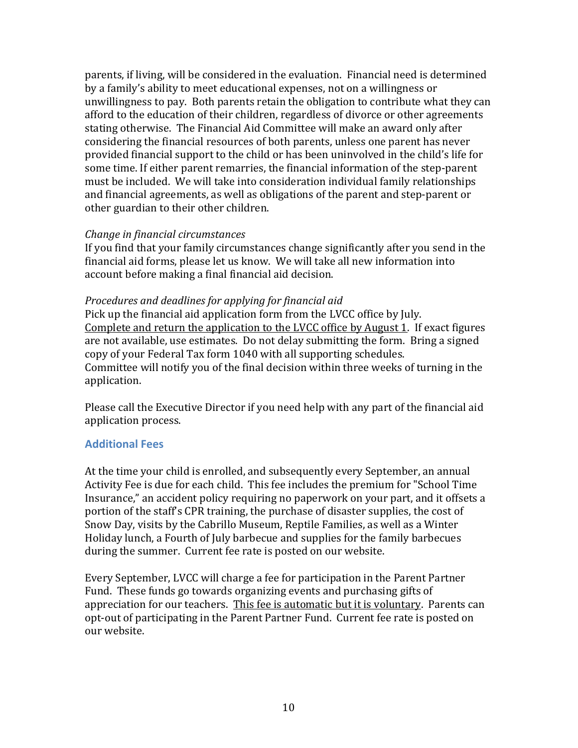parents, if living, will be considered in the evaluation. Financial need is determined by a family's ability to meet educational expenses, not on a willingness or unwillingness to pay. Both parents retain the obligation to contribute what they can afford to the education of their children, regardless of divorce or other agreements stating otherwise. The Financial Aid Committee will make an award only after considering the financial resources of both parents, unless one parent has never provided financial support to the child or has been uninvolved in the child's life for some time. If either parent remarries, the financial information of the step-parent must be included. We will take into consideration individual family relationships and financial agreements, as well as obligations of the parent and step-parent or other guardian to their other children.

*Change in financial circumstances*

If you find that your family circumstances change significantly after you send in the financial aid forms, please let us know. We will take all new information into account before making a final financial aid decision.

*Procedures and deadlines for applying for financial aid*

Pick up the financial aid application form from the LVCC office by July. <u>Complete and return the application to the LVCC office by August 1</u>. If exact figures are not available, use estimates. Do not delay submitting the form. Bring a signed copy of your Federal Tax form 1040 with all supporting schedules. Committee will notify you of the final decision within three weeks of turning in the application.

Please call the Executive Director if you need help with any part of the financial aid application process.

### Additional Fees

At the time your child is enrolled, and subsequently every September, an annual Activity Fee is due for each child. This fee includes the premium for "School Time Insurance," an accident policy requiring no paperwork on your part, and it offsets a portion of the staff's CPR training, the purchase of disaster supplies, the cost of Snow Day, visits by the Cabrillo Museum, Reptile Families, as well as a Winter Holiday lunch, a Fourth of July barbecue and supplies for the family barbecues during the summer. Current fee rate is posted on our website.

Every September, LVCC will charge a fee for participation in the Parent Partner Fund. These funds go towards organizing events and purchasing gifts of appreciation for our teachers. <u>This fee is automatic but it is voluntary</u>. Parents can opt-out of participating in the Parent Partner Fund. Current fee rate is posted on our website.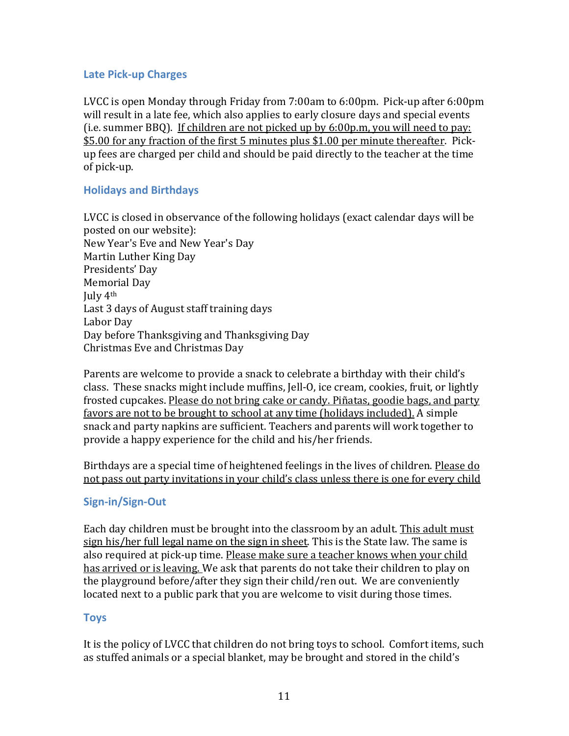### Late Pick-up Charges

LVCC is open Monday through Friday from 7:00am to 6:00pm. Pick-up after 6:00pm will result in a late fee, which also applies to early closure days and special events (i.e. summer BBQ). <u>If children are not picked up by 6:00p.m, you will need to pay: $5.00 for any fraction of the first 5 minutes plus $1.00 per minute thereafter</u>. Pick-up fees are charged per child and should be paid directly to the teacher at the time of pick-up.

### Holidays and Birthdays

LVCC is closed in observance of the following holidays (exact calendar days will be posted on our website):
New Year's Eve and New Year's Day
Martin Luther King Day
Presidents' Day
Memorial Day
July 4th
Last 3 days of August staff training days
Labor Day
Day before Thanksgiving and Thanksgiving Day
Christmas Eve and Christmas Day

Parents are welcome to provide a snack to celebrate a birthday with their child's class. These snacks might include muffins, Jell-O, ice cream, cookies, fruit, or lightly frosted cupcakes. <u>Please do not bring cake or candy. Piñatas, goodie bags, and party favors are not to be brought to school at any time (holidays included).</u> A simple snack and party napkins are sufficient. Teachers and parents will work together to provide a happy experience for the child and his/her friends.

Birthdays are a special time of heightened feelings in the lives of children. <u>Please do not pass out party invitations in your child's class unless there is one for every child</u>

### Sign-in/Sign-Out

Each day children must be brought into the classroom by an adult. <u>This adult must sign his/her full legal name on the sign in sheet</u>. This is the State law. The same is also required at pick-up time. <u>Please make sure a teacher knows when your child has arrived or is leaving.</u> We ask that parents do not take their children to play on the playground before/after they sign their child/ren out. We are conveniently located next to a public park that you are welcome to visit during those times.

### Toys

It is the policy of LVCC that children do not bring toys to school. Comfort items, such as stuffed animals or a special blanket, may be brought and stored in the child's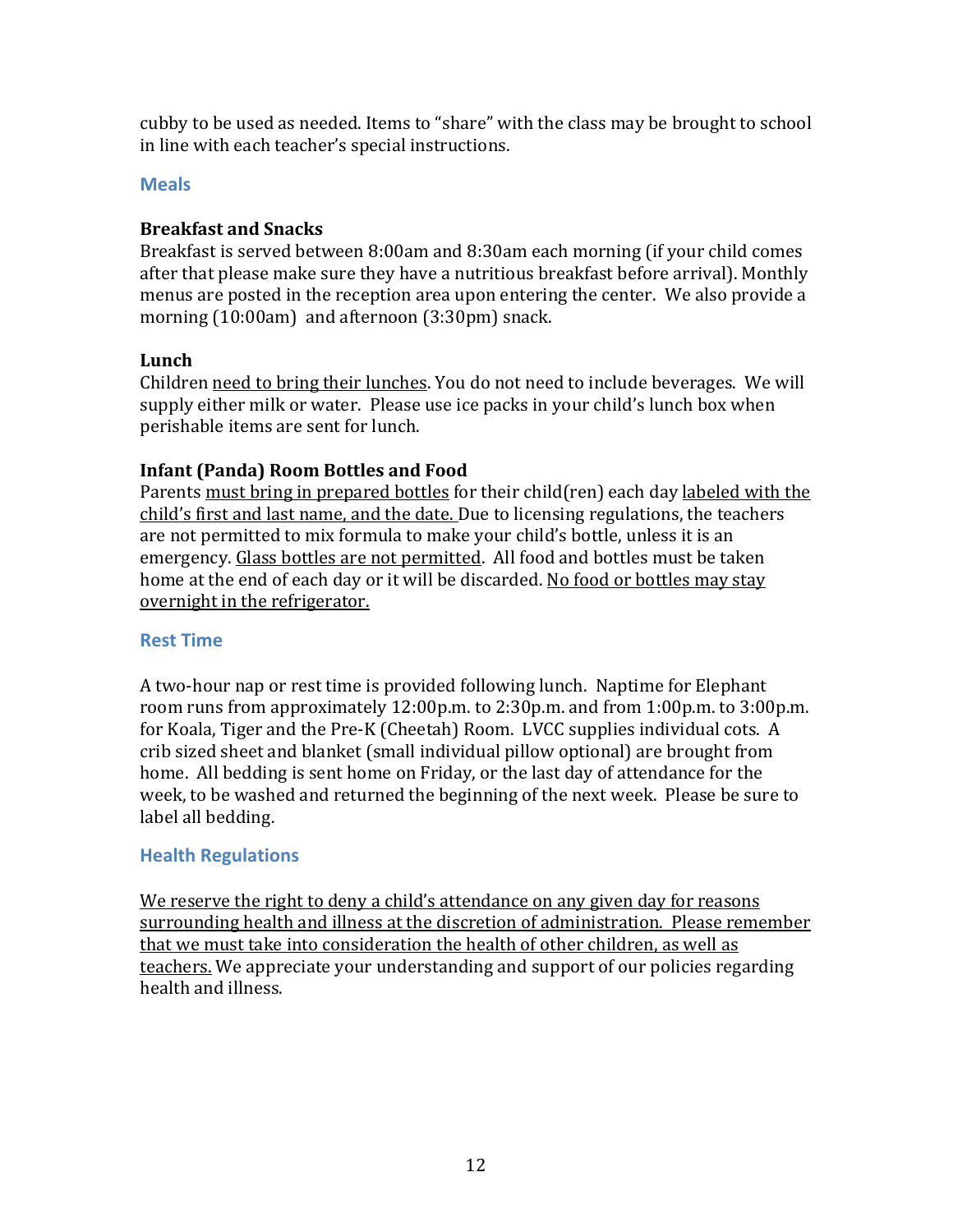cubby to be used as needed. Items to "share" with the class may be brought to school in line with each teacher's special instructions.

## Meals

### Breakfast and Snacks

Breakfast is served between 8:00am and 8:30am each morning (if your child comes after that please make sure they have a nutritious breakfast before arrival). Monthly menus are posted in the reception area upon entering the center. We also provide a morning (10:00am) and afternoon (3:30pm) snack.

### Lunch

Children <u>need to bring their lunches</u>. You do not need to include beverages. We will supply either milk or water. Please use ice packs in your child's lunch box when perishable items are sent for lunch.

### Infant (Panda) Room Bottles and Food

Parents <u>must bring in prepared bottles</u> for their child(ren) each day <u>labeled with the child's first and last name, and the date.</u> Due to licensing regulations, the teachers are not permitted to mix formula to make your child's bottle, unless it is an emergency. <u>Glass bottles are not permitted</u>. All food and bottles must be taken home at the end of each day or it will be discarded. <u>No food or bottles may stay overnight in the refrigerator.</u>

## Rest Time

A two-hour nap or rest time is provided following lunch. Naptime for Elephant room runs from approximately 12:00p.m. to 2:30p.m. and from 1:00p.m. to 3:00p.m. for Koala, Tiger and the Pre-K (Cheetah) Room. LVCC supplies individual cots. A crib sized sheet and blanket (small individual pillow optional) are brought from home. All bedding is sent home on Friday, or the last day of attendance for the week, to be washed and returned the beginning of the next week. Please be sure to label all bedding.

## Health Regulations

<u>We reserve the right to deny a child's attendance on any given day for reasons surrounding health and illness at the discretion of administration. Please remember that we must take into consideration the health of other children, as well as teachers.</u> We appreciate your understanding and support of our policies regarding health and illness.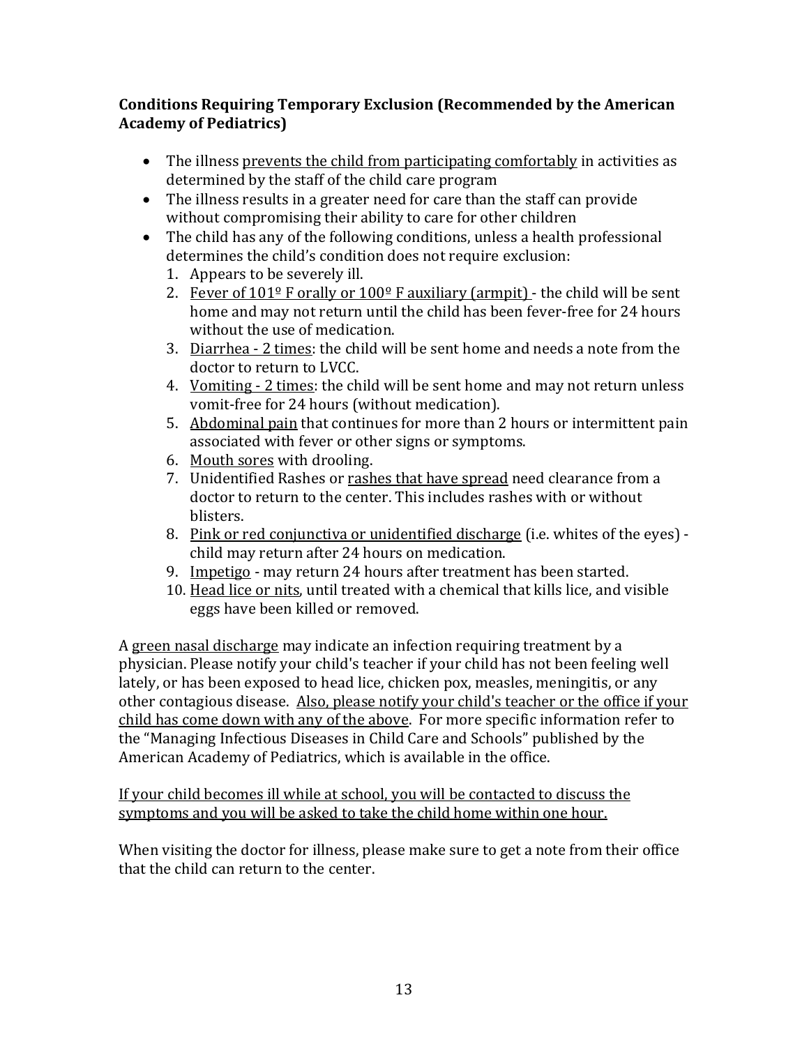**Conditions Requiring Temporary Exclusion (Recommended by the American Academy of Pediatrics)**

- The illness <u>prevents the child from participating comfortably</u> in activities as determined by the staff of the child care program
- The illness results in a greater need for care than the staff can provide without compromising their ability to care for other children
- The child has any of the following conditions, unless a health professional determines the child's condition does not require exclusion:
  1. Appears to be severely ill.
  2. <u>Fever of 101º F orally or 100º F auxiliary (armpit)</u> - the child will be sent home and may not return until the child has been fever-free for 24 hours without the use of medication.
  3. <u>Diarrhea - 2 times</u>: the child will be sent home and needs a note from the doctor to return to LVCC.
  4. <u>Vomiting - 2 times</u>: the child will be sent home and may not return unless vomit-free for 24 hours (without medication).
  5. <u>Abdominal pain</u> that continues for more than 2 hours or intermittent pain associated with fever or other signs or symptoms.
  6. <u>Mouth sores</u> with drooling.
  7. Unidentified Rashes or <u>rashes that have spread</u> need clearance from a doctor to return to the center. This includes rashes with or without blisters.
  8. <u>Pink or red conjunctiva or unidentified discharge</u> (i.e. whites of the eyes) - child may return after 24 hours on medication.
  9. <u>Impetigo</u> - may return 24 hours after treatment has been started.
  10. <u>Head lice or nits</u>, until treated with a chemical that kills lice, and visible eggs have been killed or removed.

A <u>green nasal discharge</u> may indicate an infection requiring treatment by a physician. Please notify your child's teacher if your child has not been feeling well lately, or has been exposed to head lice, chicken pox, measles, meningitis, or any other contagious disease. <u>Also, please notify your child's teacher or the office if your child has come down with any of the above</u>. For more specific information refer to the "Managing Infectious Diseases in Child Care and Schools" published by the American Academy of Pediatrics, which is available in the office.

<u>If your child becomes ill while at school, you will be contacted to discuss the symptoms and you will be asked to take the child home within one hour.</u>

When visiting the doctor for illness, please make sure to get a note from their office that the child can return to the center.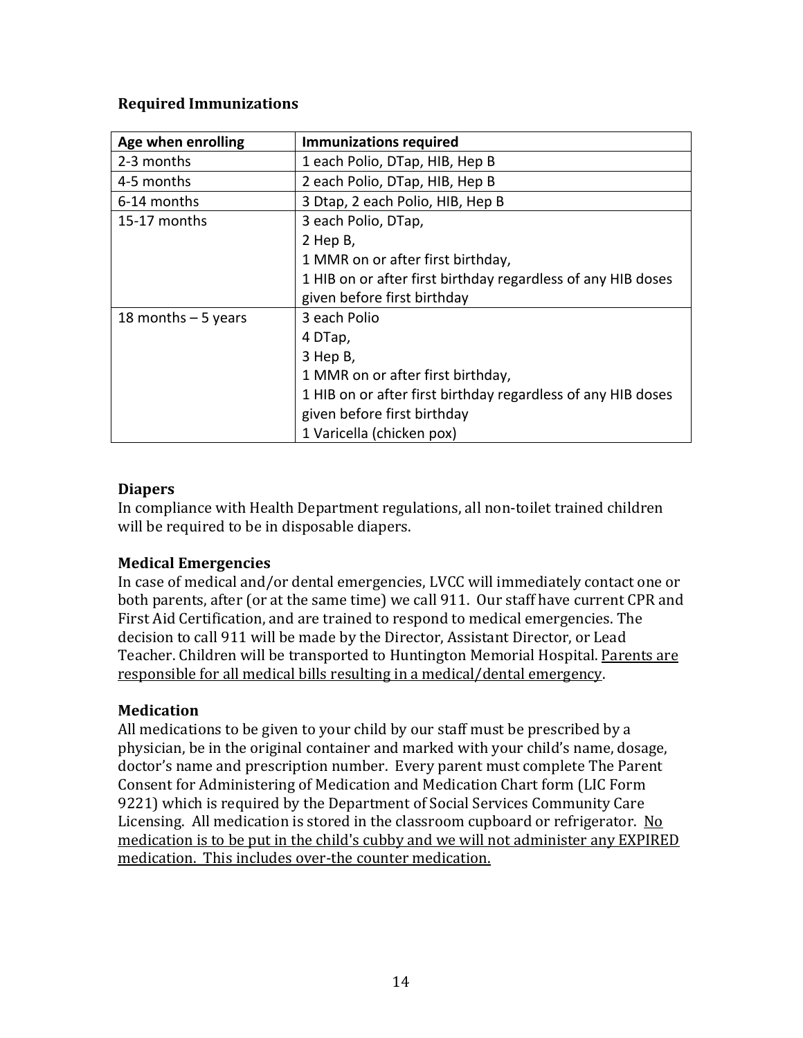**Required Immunizations**

| Age when enrolling | Immunizations required |
|---|---|
| 2-3 months | 1 each Polio, DTap, HIB, Hep B |
| 4-5 months | 2 each Polio, DTap, HIB, Hep B |
| 6-14 months | 3 Dtap, 2 each Polio, HIB, Hep B |
| 15-17 months | 3 each Polio, DTap,<br>2 Hep B,<br>1 MMR on or after first birthday,<br>1 HIB on or after first birthday regardless of any HIB doses given before first birthday |
| 18 months – 5 years | 3 each Polio<br>4 DTap,<br>3 Hep B,<br>1 MMR on or after first birthday,<br>1 HIB on or after first birthday regardless of any HIB doses given before first birthday<br>1 Varicella (chicken pox) |

**Diapers**

In compliance with Health Department regulations, all non-toilet trained children will be required to be in disposable diapers.

**Medical Emergencies**

In case of medical and/or dental emergencies, LVCC will immediately contact one or both parents, after (or at the same time) we call 911. Our staff have current CPR and First Aid Certification, and are trained to respond to medical emergencies. The decision to call 911 will be made by the Director, Assistant Director, or Lead Teacher. Children will be transported to Huntington Memorial Hospital. <u>Parents are responsible for all medical bills resulting in a medical/dental emergency</u>.

**Medication**

All medications to be given to your child by our staff must be prescribed by a physician, be in the original container and marked with your child's name, dosage, doctor's name and prescription number. Every parent must complete The Parent Consent for Administering of Medication and Medication Chart form (LIC Form 9221) which is required by the Department of Social Services Community Care Licensing. All medication is stored in the classroom cupboard or refrigerator. <u>No medication is to be put in the child's cubby and we will not administer any EXPIRED medication. This includes over-the counter medication.</u>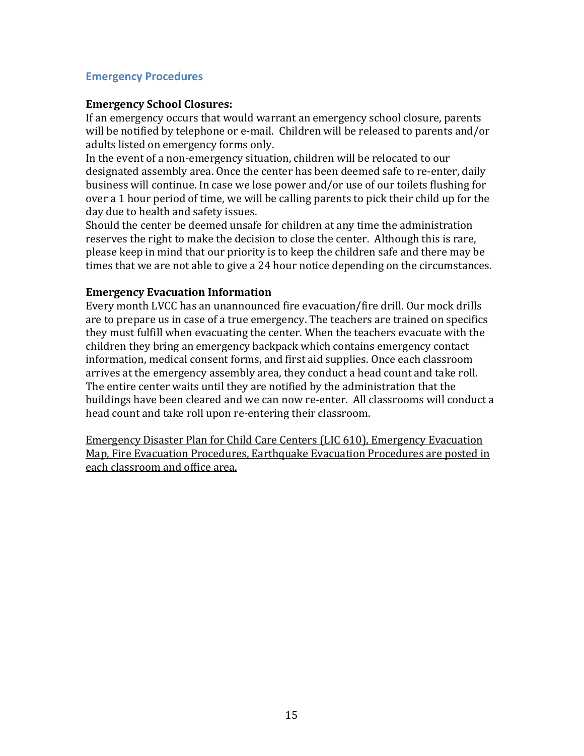## Emergency Procedures

**Emergency School Closures:**

If an emergency occurs that would warrant an emergency school closure, parents will be notified by telephone or e-mail. Children will be released to parents and/or adults listed on emergency forms only.

In the event of a non-emergency situation, children will be relocated to our designated assembly area. Once the center has been deemed safe to re-enter, daily business will continue. In case we lose power and/or use of our toilets flushing for over a 1 hour period of time, we will be calling parents to pick their child up for the day due to health and safety issues.

Should the center be deemed unsafe for children at any time the administration reserves the right to make the decision to close the center. Although this is rare, please keep in mind that our priority is to keep the children safe and there may be times that we are not able to give a 24 hour notice depending on the circumstances.

**Emergency Evacuation Information**

Every month LVCC has an unannounced fire evacuation/fire drill. Our mock drills are to prepare us in case of a true emergency. The teachers are trained on specifics they must fulfill when evacuating the center. When the teachers evacuate with the children they bring an emergency backpack which contains emergency contact information, medical consent forms, and first aid supplies. Once each classroom arrives at the emergency assembly area, they conduct a head count and take roll. The entire center waits until they are notified by the administration that the buildings have been cleared and we can now re-enter. All classrooms will conduct a head count and take roll upon re-entering their classroom.

<u>Emergency Disaster Plan for Child Care Centers (LIC 610), Emergency Evacuation Map, Fire Evacuation Procedures, Earthquake Evacuation Procedures are posted in each classroom and office area.</u>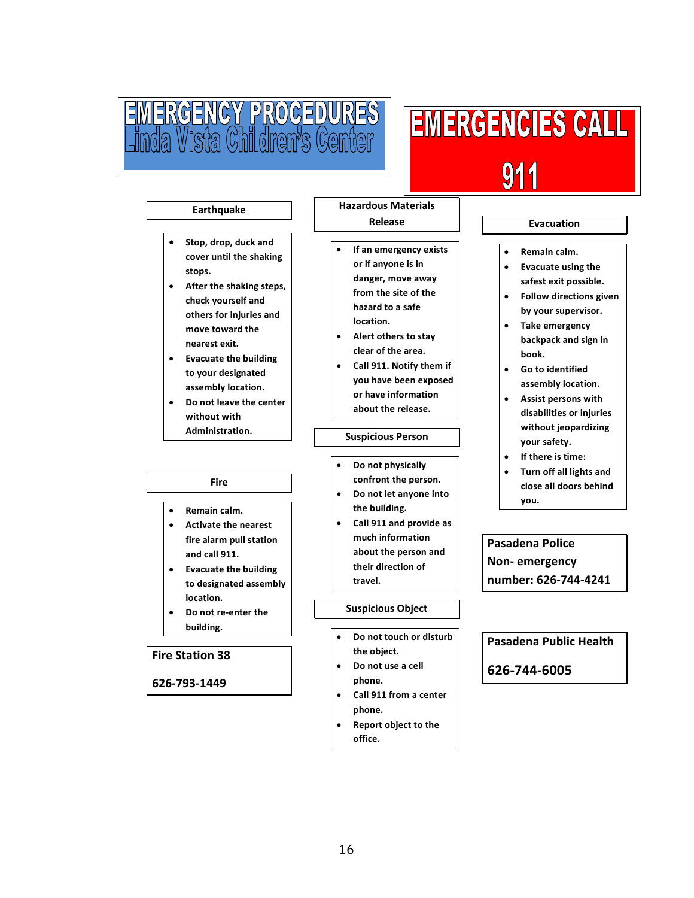# EMERGENCY PROCEDURES
# Linda Vista Children's Center

# EMERGENCIES CALL 911

## Earthquake

- Stop, drop, duck and cover until the shaking stops.
- After the shaking steps, check yourself and others for injuries and move toward the nearest exit.
- Evacuate the building to your designated assembly location.
- Do not leave the center without with Administration.

## Fire

- Remain calm.
- Activate the nearest fire alarm pull station and call 911.
- Evacuate the building to designated assembly location.
- Do not re-enter the building.

**Fire Station 38**

**626-793-1449**

## Hazardous Materials Release

- If an emergency exists or if anyone is in danger, move away from the site of the hazard to a safe location.
- Alert others to stay clear of the area.
- Call 911. Notify them if you have been exposed or have information about the release.

## Suspicious Person

- Do not physically confront the person.
- Do not let anyone into the building.
- Call 911 and provide as much information about the person and their direction of travel.

## Suspicious Object

- Do not touch or disturb the object.
- Do not use a cell phone.
- Call 911 from a center phone.
- Report object to the office.

## Evacuation

- Remain calm.
- Evacuate using the safest exit possible.
- Follow directions given by your supervisor.
- Take emergency backpack and sign in book.
- Go to identified assembly location.
- Assist persons with disabilities or injuries without jeopardizing your safety.
- If there is time:
- Turn off all lights and close all doors behind you.

**Pasadena Police Non- emergency number: 626-744-4241**

**Pasadena Public Health**

**626-744-6005**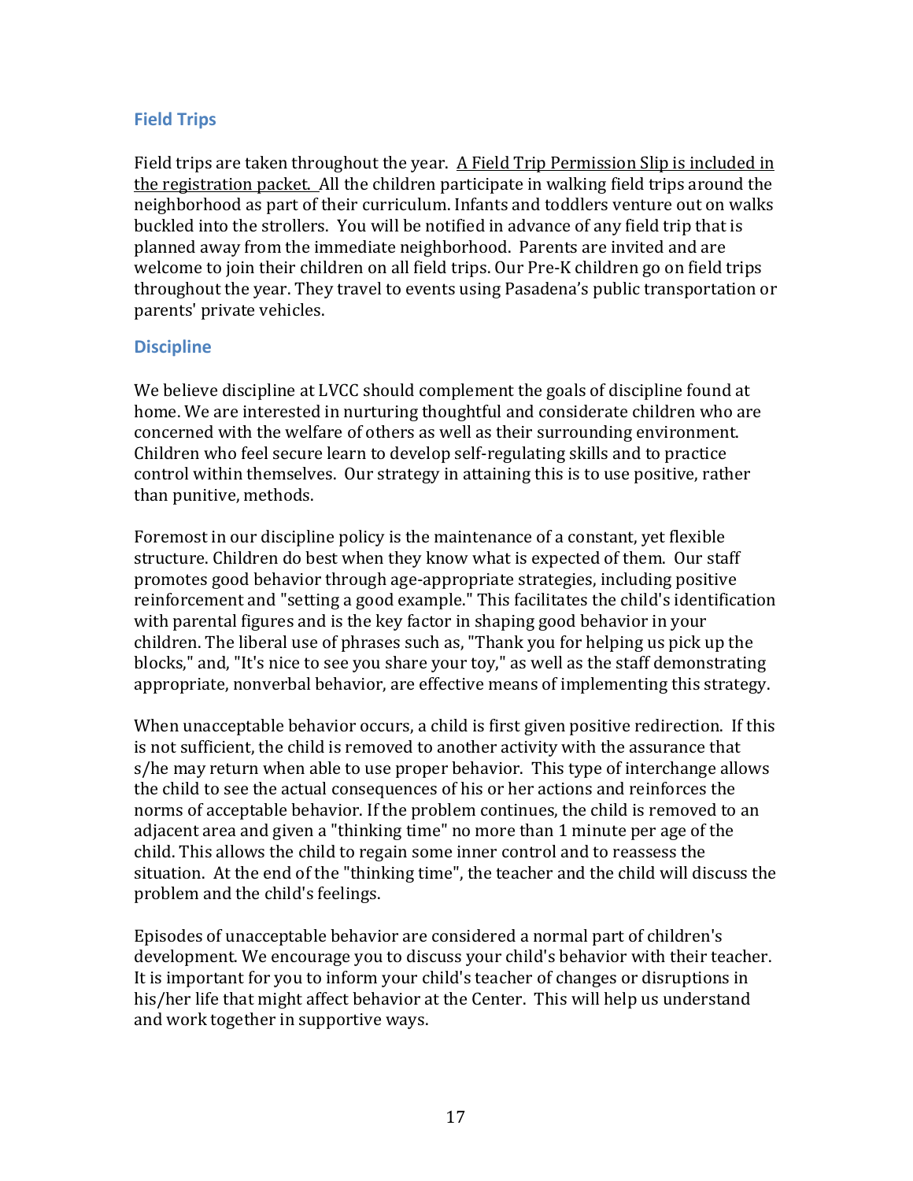## Field Trips

Field trips are taken throughout the year. <u>A Field Trip Permission Slip is included in the registration packet.</u> All the children participate in walking field trips around the neighborhood as part of their curriculum. Infants and toddlers venture out on walks buckled into the strollers. You will be notified in advance of any field trip that is planned away from the immediate neighborhood. Parents are invited and are welcome to join their children on all field trips. Our Pre-K children go on field trips throughout the year. They travel to events using Pasadena's public transportation or parents' private vehicles.

## Discipline

We believe discipline at LVCC should complement the goals of discipline found at home. We are interested in nurturing thoughtful and considerate children who are concerned with the welfare of others as well as their surrounding environment. Children who feel secure learn to develop self-regulating skills and to practice control within themselves. Our strategy in attaining this is to use positive, rather than punitive, methods.

Foremost in our discipline policy is the maintenance of a constant, yet flexible structure. Children do best when they know what is expected of them. Our staff promotes good behavior through age-appropriate strategies, including positive reinforcement and "setting a good example." This facilitates the child's identification with parental figures and is the key factor in shaping good behavior in your children. The liberal use of phrases such as, "Thank you for helping us pick up the blocks," and, "It's nice to see you share your toy," as well as the staff demonstrating appropriate, nonverbal behavior, are effective means of implementing this strategy.

When unacceptable behavior occurs, a child is first given positive redirection. If this is not sufficient, the child is removed to another activity with the assurance that s/he may return when able to use proper behavior. This type of interchange allows the child to see the actual consequences of his or her actions and reinforces the norms of acceptable behavior. If the problem continues, the child is removed to an adjacent area and given a "thinking time" no more than 1 minute per age of the child. This allows the child to regain some inner control and to reassess the situation. At the end of the "thinking time", the teacher and the child will discuss the problem and the child's feelings.

Episodes of unacceptable behavior are considered a normal part of children's development. We encourage you to discuss your child's behavior with their teacher. It is important for you to inform your child's teacher of changes or disruptions in his/her life that might affect behavior at the Center. This will help us understand and work together in supportive ways.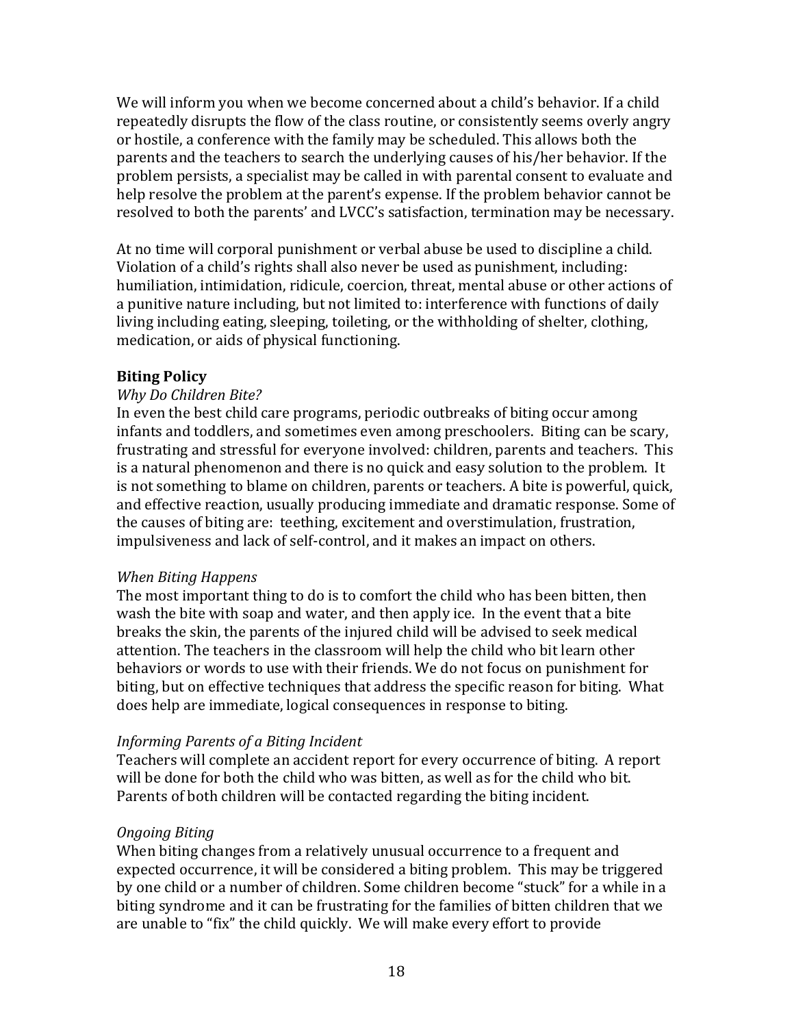We will inform you when we become concerned about a child's behavior. If a child repeatedly disrupts the flow of the class routine, or consistently seems overly angry or hostile, a conference with the family may be scheduled. This allows both the parents and the teachers to search the underlying causes of his/her behavior. If the problem persists, a specialist may be called in with parental consent to evaluate and help resolve the problem at the parent's expense. If the problem behavior cannot be resolved to both the parents' and LVCC's satisfaction, termination may be necessary.

At no time will corporal punishment or verbal abuse be used to discipline a child. Violation of a child's rights shall also never be used as punishment, including: humiliation, intimidation, ridicule, coercion, threat, mental abuse or other actions of a punitive nature including, but not limited to: interference with functions of daily living including eating, sleeping, toileting, or the withholding of shelter, clothing, medication, or aids of physical functioning.

**Biting Policy**

*Why Do Children Bite?*

In even the best child care programs, periodic outbreaks of biting occur among infants and toddlers, and sometimes even among preschoolers. Biting can be scary, frustrating and stressful for everyone involved: children, parents and teachers. This is a natural phenomenon and there is no quick and easy solution to the problem. It is not something to blame on children, parents or teachers. A bite is powerful, quick, and effective reaction, usually producing immediate and dramatic response. Some of the causes of biting are: teething, excitement and overstimulation, frustration, impulsiveness and lack of self-control, and it makes an impact on others.

*When Biting Happens*

The most important thing to do is to comfort the child who has been bitten, then wash the bite with soap and water, and then apply ice. In the event that a bite breaks the skin, the parents of the injured child will be advised to seek medical attention. The teachers in the classroom will help the child who bit learn other behaviors or words to use with their friends. We do not focus on punishment for biting, but on effective techniques that address the specific reason for biting. What does help are immediate, logical consequences in response to biting.

*Informing Parents of a Biting Incident*

Teachers will complete an accident report for every occurrence of biting. A report will be done for both the child who was bitten, as well as for the child who bit. Parents of both children will be contacted regarding the biting incident.

*Ongoing Biting*

When biting changes from a relatively unusual occurrence to a frequent and expected occurrence, it will be considered a biting problem. This may be triggered by one child or a number of children. Some children become "stuck" for a while in a biting syndrome and it can be frustrating for the families of bitten children that we are unable to "fix" the child quickly. We will make every effort to provide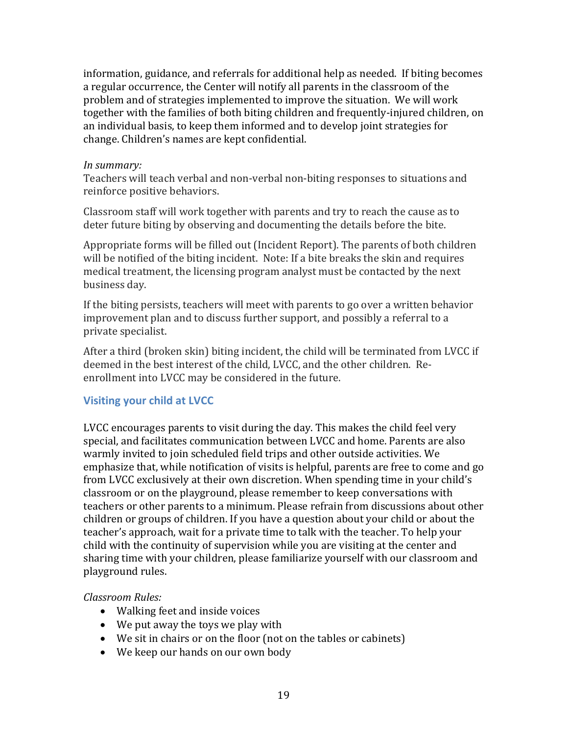information, guidance, and referrals for additional help as needed. If biting becomes a regular occurrence, the Center will notify all parents in the classroom of the problem and of strategies implemented to improve the situation. We will work together with the families of both biting children and frequently-injured children, on an individual basis, to keep them informed and to develop joint strategies for change. Children's names are kept confidential.

*In summary:*
Teachers will teach verbal and non-verbal non-biting responses to situations and reinforce positive behaviors.

Classroom staff will work together with parents and try to reach the cause as to deter future biting by observing and documenting the details before the bite.

Appropriate forms will be filled out (Incident Report). The parents of both children will be notified of the biting incident. Note: If a bite breaks the skin and requires medical treatment, the licensing program analyst must be contacted by the next business day.

If the biting persists, teachers will meet with parents to go over a written behavior improvement plan and to discuss further support, and possibly a referral to a private specialist.

After a third (broken skin) biting incident, the child will be terminated from LVCC if deemed in the best interest of the child, LVCC, and the other children. Re-enrollment into LVCC may be considered in the future.

## Visiting your child at LVCC

LVCC encourages parents to visit during the day. This makes the child feel very special, and facilitates communication between LVCC and home. Parents are also warmly invited to join scheduled field trips and other outside activities. We emphasize that, while notification of visits is helpful, parents are free to come and go from LVCC exclusively at their own discretion. When spending time in your child's classroom or on the playground, please remember to keep conversations with teachers or other parents to a minimum. Please refrain from discussions about other children or groups of children. If you have a question about your child or about the teacher's approach, wait for a private time to talk with the teacher. To help your child with the continuity of supervision while you are visiting at the center and sharing time with your children, please familiarize yourself with our classroom and playground rules.

*Classroom Rules:*

- Walking feet and inside voices
- We put away the toys we play with
- We sit in chairs or on the floor (not on the tables or cabinets)
- We keep our hands on our own body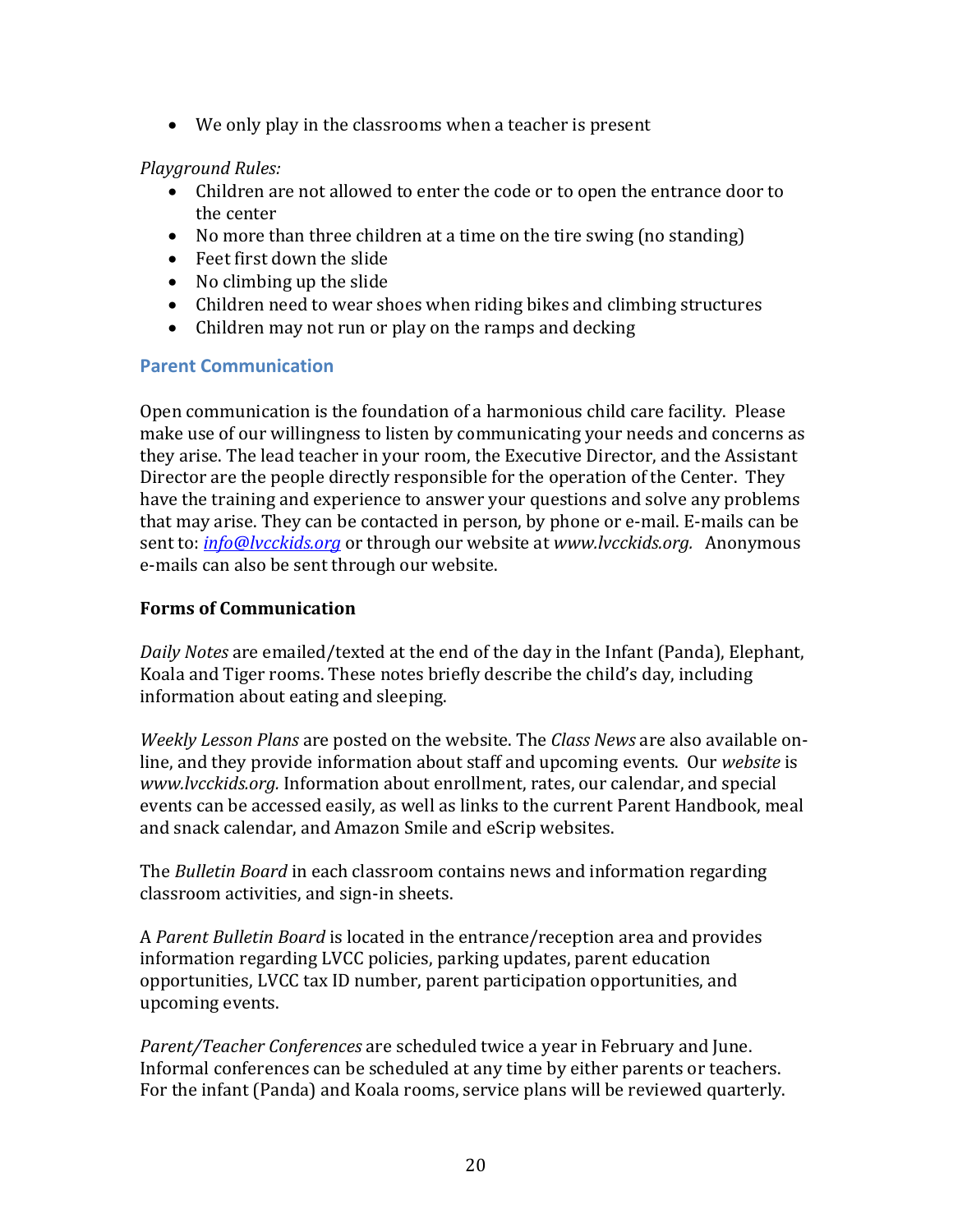- We only play in the classrooms when a teacher is present

*Playground Rules:*

- Children are not allowed to enter the code or to open the entrance door to the center
- No more than three children at a time on the tire swing (no standing)
- Feet first down the slide
- No climbing up the slide
- Children need to wear shoes when riding bikes and climbing structures
- Children may not run or play on the ramps and decking

## Parent Communication

Open communication is the foundation of a harmonious child care facility. Please make use of our willingness to listen by communicating your needs and concerns as they arise. The lead teacher in your room, the Executive Director, and the Assistant Director are the people directly responsible for the operation of the Center. They have the training and experience to answer your questions and solve any problems that may arise. They can be contacted in person, by phone or e-mail. E-mails can be sent to: *info@lvcckids.org* or through our website at *www.lvcckids.org.* Anonymous e-mails can also be sent through our website.

**Forms of Communication**

*Daily Notes* are emailed/texted at the end of the day in the Infant (Panda), Elephant, Koala and Tiger rooms. These notes briefly describe the child's day, including information about eating and sleeping.

*Weekly Lesson Plans* are posted on the website. The *Class News* are also available on-line, and they provide information about staff and upcoming events. Our *website* is *www.lvcckids.org.* Information about enrollment, rates, our calendar, and special events can be accessed easily, as well as links to the current Parent Handbook, meal and snack calendar, and Amazon Smile and eScrip websites.

The *Bulletin Board* in each classroom contains news and information regarding classroom activities, and sign-in sheets.

A *Parent Bulletin Board* is located in the entrance/reception area and provides information regarding LVCC policies, parking updates, parent education opportunities, LVCC tax ID number, parent participation opportunities, and upcoming events.

*Parent/Teacher Conferences* are scheduled twice a year in February and June. Informal conferences can be scheduled at any time by either parents or teachers. For the infant (Panda) and Koala rooms, service plans will be reviewed quarterly.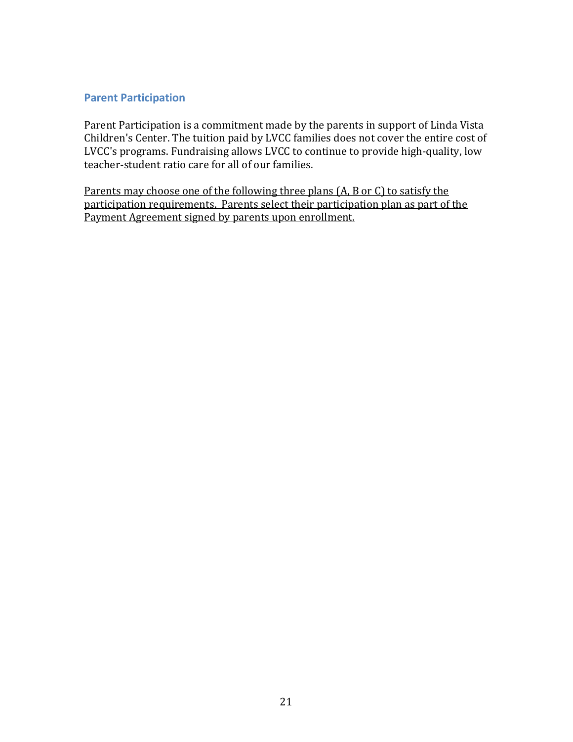## Parent Participation

Parent Participation is a commitment made by the parents in support of Linda Vista Children's Center. The tuition paid by LVCC families does not cover the entire cost of LVCC's programs. Fundraising allows LVCC to continue to provide high-quality, low teacher-student ratio care for all of our families.

<u>Parents may choose one of the following three plans (A, B or C) to satisfy the participation requirements. Parents select their participation plan as part of the Payment Agreement signed by parents upon enrollment.</u>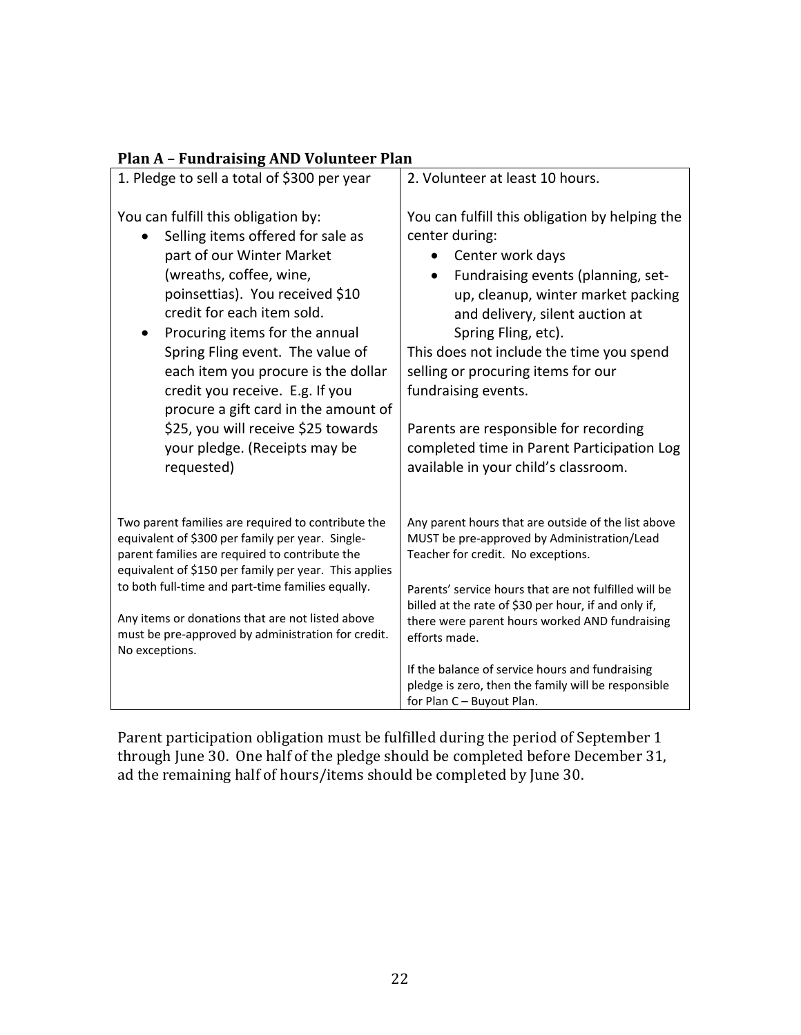**Plan A – Fundraising AND Volunteer Plan**

| 1. Pledge to sell a total of $300 per year | 2. Volunteer at least 10 hours. |
|---|---|
| You can fulfill this obligation by:<br>• Selling items offered for sale as part of our Winter Market (wreaths, coffee, wine, poinsettias). You received $10 credit for each item sold.<br>• Procuring items for the annual Spring Fling event. The value of each item you procure is the dollar credit you receive. E.g. If you procure a gift card in the amount of $25, you will receive $25 towards your pledge. (Receipts may be requested) | You can fulfill this obligation by helping the center during:<br>• Center work days<br>• Fundraising events (planning, set-up, cleanup, winter market packing and delivery, silent auction at Spring Fling, etc).<br>This does not include the time you spend selling or procuring items for our fundraising events.<br><br>Parents are responsible for recording completed time in Parent Participation Log available in your child's classroom. |
| Two parent families are required to contribute the equivalent of $300 per family per year. Single-parent families are required to contribute the equivalent of $150 per family per year. This applies to both full-time and part-time families equally.<br><br>Any items or donations that are not listed above must be pre-approved by administration for credit. No exceptions. | Any parent hours that are outside of the list above MUST be pre-approved by Administration/Lead Teacher for credit. No exceptions.<br><br>Parents' service hours that are not fulfilled will be billed at the rate of $30 per hour, if and only if, there were parent hours worked AND fundraising efforts made.<br><br>If the balance of service hours and fundraising pledge is zero, then the family will be responsible for Plan C – Buyout Plan. |

Parent participation obligation must be fulfilled during the period of September 1 through June 30. One half of the pledge should be completed before December 31, ad the remaining half of hours/items should be completed by June 30.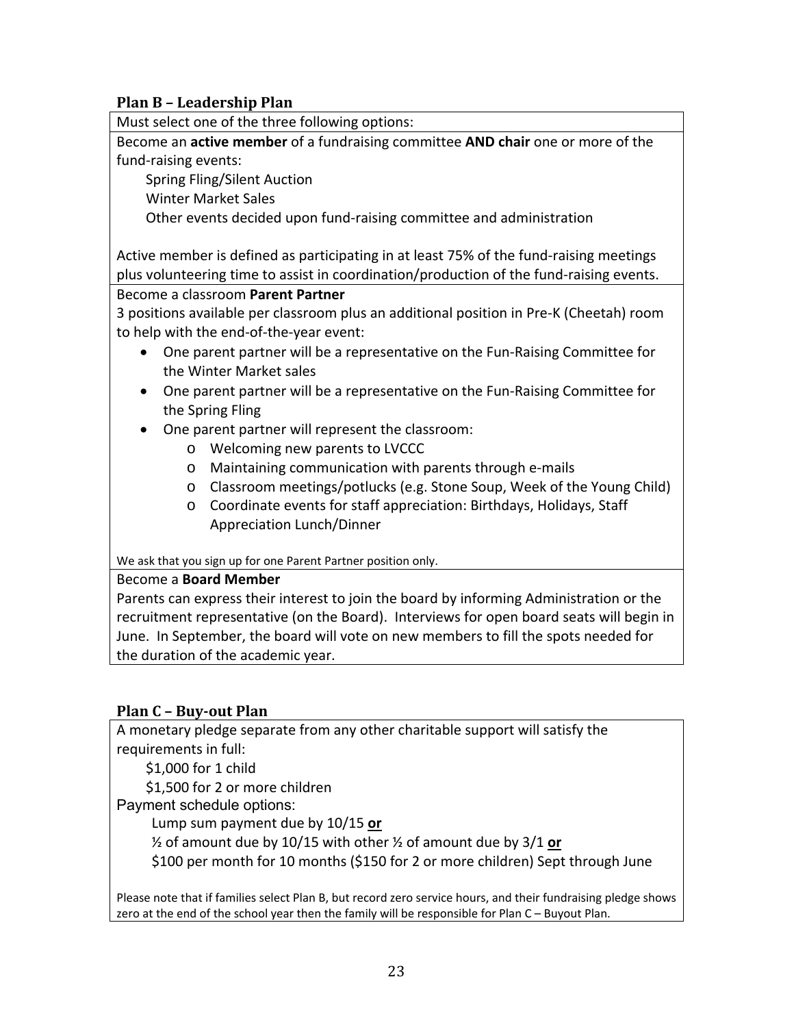### Plan B – Leadership Plan

Must select one of the three following options:

Become an **active member** of a fundraising committee **AND chair** one or more of the fund-raising events:

Spring Fling/Silent Auction
Winter Market Sales
Other events decided upon fund-raising committee and administration

Active member is defined as participating in at least 75% of the fund-raising meetings plus volunteering time to assist in coordination/production of the fund-raising events.

Become a classroom **Parent Partner**

3 positions available per classroom plus an additional position in Pre-K (Cheetah) room to help with the end-of-the-year event:

- One parent partner will be a representative on the Fun-Raising Committee for the Winter Market sales
- One parent partner will be a representative on the Fun-Raising Committee for the Spring Fling
- One parent partner will represent the classroom:
  - Welcoming new parents to LVCCC
  - Maintaining communication with parents through e-mails
  - Classroom meetings/potlucks (e.g. Stone Soup, Week of the Young Child)
  - Coordinate events for staff appreciation: Birthdays, Holidays, Staff Appreciation Lunch/Dinner

We ask that you sign up for one Parent Partner position only.

Become a **Board Member**

Parents can express their interest to join the board by informing Administration or the recruitment representative (on the Board). Interviews for open board seats will begin in June. In September, the board will vote on new members to fill the spots needed for the duration of the academic year.

### Plan C – Buy-out Plan

A monetary pledge separate from any other charitable support will satisfy the requirements in full:

$1,000 for 1 child
$1,500 for 2 or more children

Payment schedule options:

Lump sum payment due by 10/15 **or**
½ of amount due by 10/15 with other ½ of amount due by 3/1 **or**
$100 per month for 10 months ($150 for 2 or more children) Sept through June

Please note that if families select Plan B, but record zero service hours, and their fundraising pledge shows zero at the end of the school year then the family will be responsible for Plan C – Buyout Plan.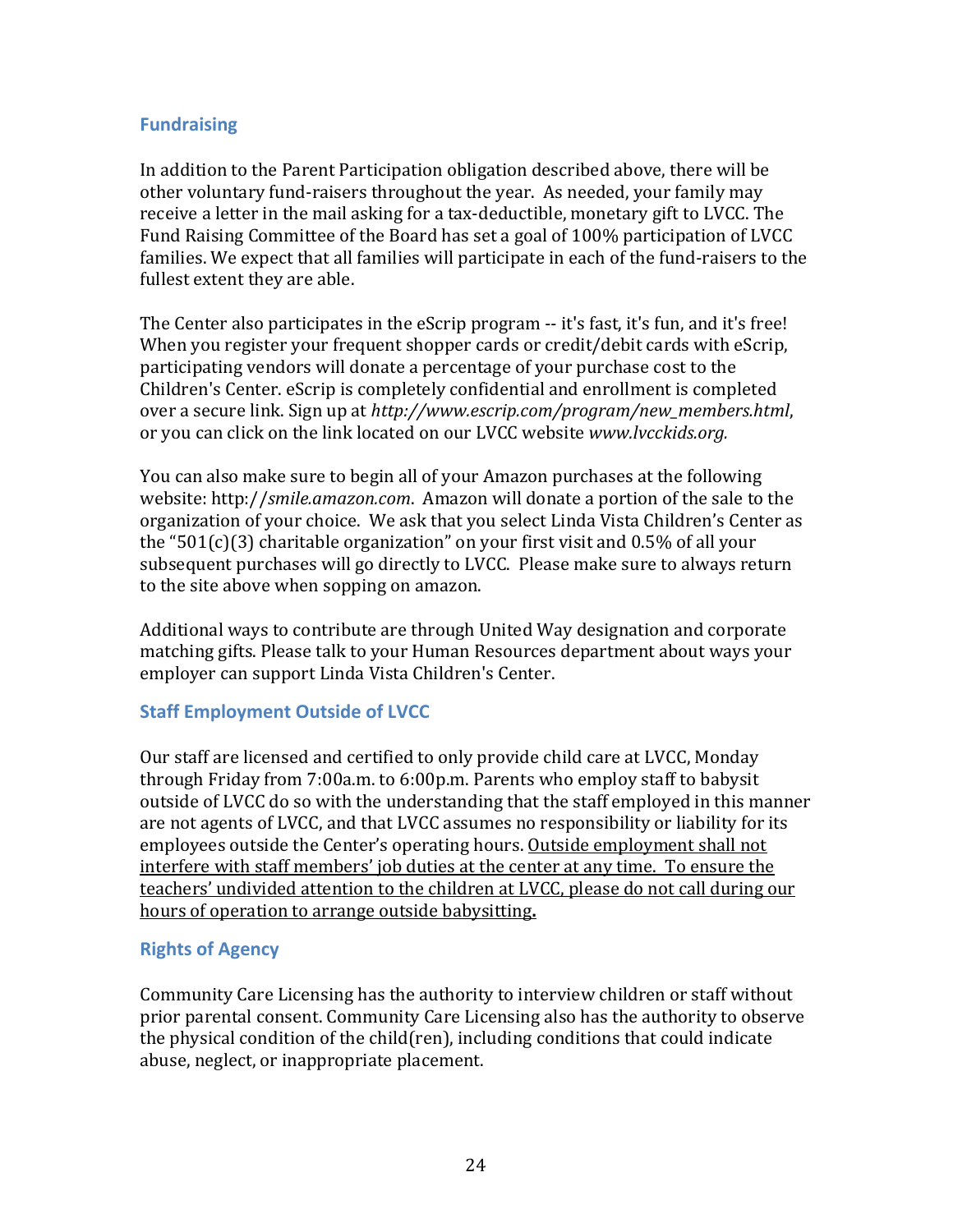## Fundraising

In addition to the Parent Participation obligation described above, there will be other voluntary fund-raisers throughout the year. As needed, your family may receive a letter in the mail asking for a tax-deductible, monetary gift to LVCC. The Fund Raising Committee of the Board has set a goal of 100% participation of LVCC families. We expect that all families will participate in each of the fund-raisers to the fullest extent they are able.

The Center also participates in the eScrip program -- it's fast, it's fun, and it's free! When you register your frequent shopper cards or credit/debit cards with eScrip, participating vendors will donate a percentage of your purchase cost to the Children's Center. eScrip is completely confidential and enrollment is completed over a secure link. Sign up at *http://www.escrip.com/program/new_members.html*, or you can click on the link located on our LVCC website *www.lvcckids.org.*

You can also make sure to begin all of your Amazon purchases at the following website: http://*smile.amazon.com*. Amazon will donate a portion of the sale to the organization of your choice. We ask that you select Linda Vista Children's Center as the "501(c)(3) charitable organization" on your first visit and 0.5% of all your subsequent purchases will go directly to LVCC. Please make sure to always return to the site above when sopping on amazon.

Additional ways to contribute are through United Way designation and corporate matching gifts. Please talk to your Human Resources department about ways your employer can support Linda Vista Children's Center.

## Staff Employment Outside of LVCC

Our staff are licensed and certified to only provide child care at LVCC, Monday through Friday from 7:00a.m. to 6:00p.m. Parents who employ staff to babysit outside of LVCC do so with the understanding that the staff employed in this manner are not agents of LVCC, and that LVCC assumes no responsibility or liability for its employees outside the Center's operating hours. <u>Outside employment shall not interfere with staff members' job duties at the center at any time. To ensure the teachers' undivided attention to the children at LVCC, please do not call during our hours of operation to arrange outside babysitting</u>**.**

## Rights of Agency

Community Care Licensing has the authority to interview children or staff without prior parental consent. Community Care Licensing also has the authority to observe the physical condition of the child(ren), including conditions that could indicate abuse, neglect, or inappropriate placement.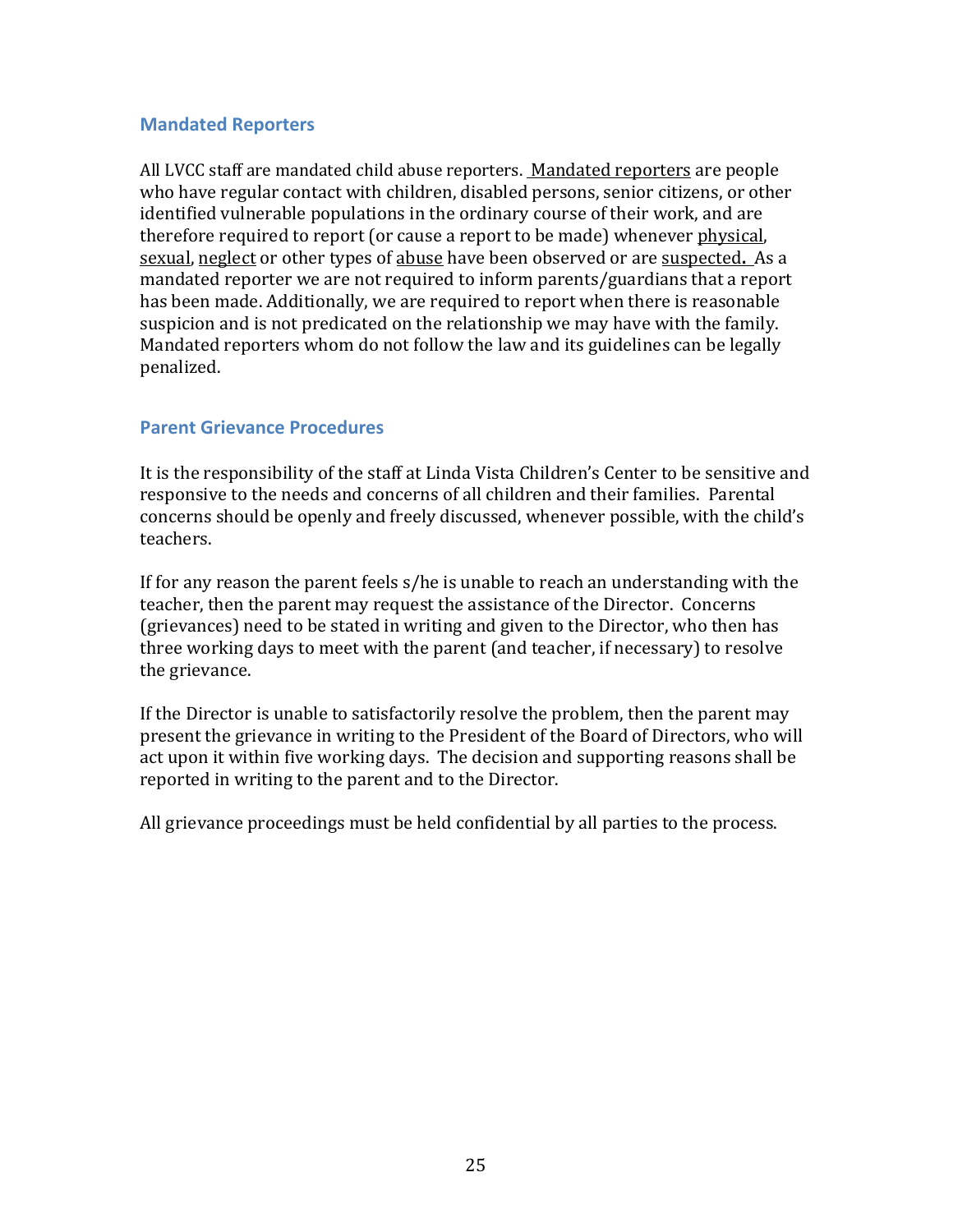## Mandated Reporters

All LVCC staff are mandated child abuse reporters. Mandated reporters are people who have regular contact with children, disabled persons, senior citizens, or other identified vulnerable populations in the ordinary course of their work, and are therefore required to report (or cause a report to be made) whenever physical, sexual, neglect or other types of abuse have been observed or are suspected. As a mandated reporter we are not required to inform parents/guardians that a report has been made. Additionally, we are required to report when there is reasonable suspicion and is not predicated on the relationship we may have with the family. Mandated reporters whom do not follow the law and its guidelines can be legally penalized.

## Parent Grievance Procedures

It is the responsibility of the staff at Linda Vista Children's Center to be sensitive and responsive to the needs and concerns of all children and their families. Parental concerns should be openly and freely discussed, whenever possible, with the child's teachers.

If for any reason the parent feels s/he is unable to reach an understanding with the teacher, then the parent may request the assistance of the Director. Concerns (grievances) need to be stated in writing and given to the Director, who then has three working days to meet with the parent (and teacher, if necessary) to resolve the grievance.

If the Director is unable to satisfactorily resolve the problem, then the parent may present the grievance in writing to the President of the Board of Directors, who will act upon it within five working days. The decision and supporting reasons shall be reported in writing to the parent and to the Director.

All grievance proceedings must be held confidential by all parties to the process.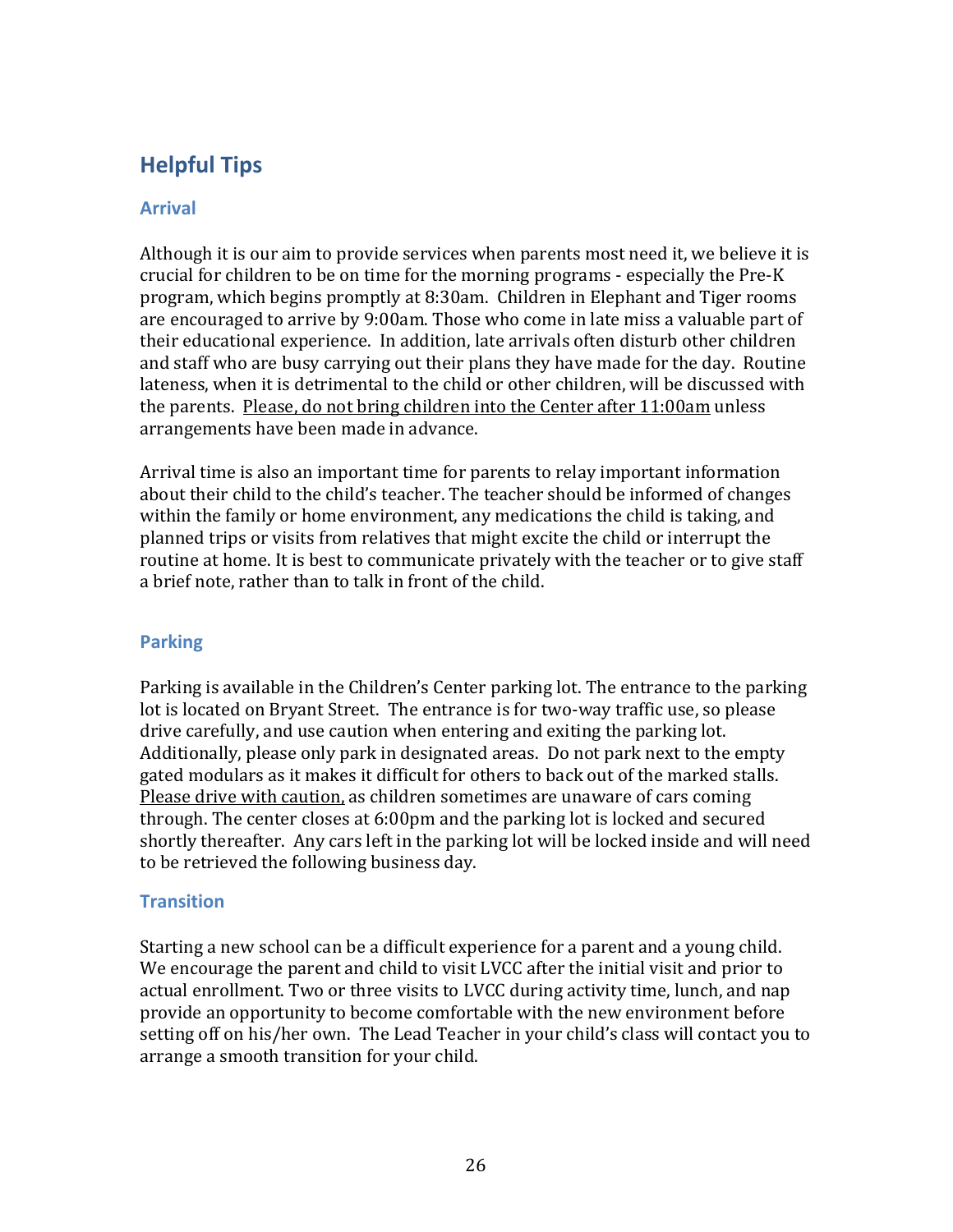## Helpful Tips

### Arrival

Although it is our aim to provide services when parents most need it, we believe it is crucial for children to be on time for the morning programs - especially the Pre-K program, which begins promptly at 8:30am. Children in Elephant and Tiger rooms are encouraged to arrive by 9:00am. Those who come in late miss a valuable part of their educational experience. In addition, late arrivals often disturb other children and staff who are busy carrying out their plans they have made for the day. Routine lateness, when it is detrimental to the child or other children, will be discussed with the parents. <u>Please, do not bring children into the Center after 11:00am</u> unless arrangements have been made in advance.

Arrival time is also an important time for parents to relay important information about their child to the child's teacher. The teacher should be informed of changes within the family or home environment, any medications the child is taking, and planned trips or visits from relatives that might excite the child or interrupt the routine at home. It is best to communicate privately with the teacher or to give staff a brief note, rather than to talk in front of the child.

### Parking

Parking is available in the Children's Center parking lot. The entrance to the parking lot is located on Bryant Street. The entrance is for two-way traffic use, so please drive carefully, and use caution when entering and exiting the parking lot. Additionally, please only park in designated areas. Do not park next to the empty gated modulars as it makes it difficult for others to back out of the marked stalls. <u>Please drive with caution,</u> as children sometimes are unaware of cars coming through. The center closes at 6:00pm and the parking lot is locked and secured shortly thereafter. Any cars left in the parking lot will be locked inside and will need to be retrieved the following business day.

### Transition

Starting a new school can be a difficult experience for a parent and a young child. We encourage the parent and child to visit LVCC after the initial visit and prior to actual enrollment. Two or three visits to LVCC during activity time, lunch, and nap provide an opportunity to become comfortable with the new environment before setting off on his/her own. The Lead Teacher in your child's class will contact you to arrange a smooth transition for your child.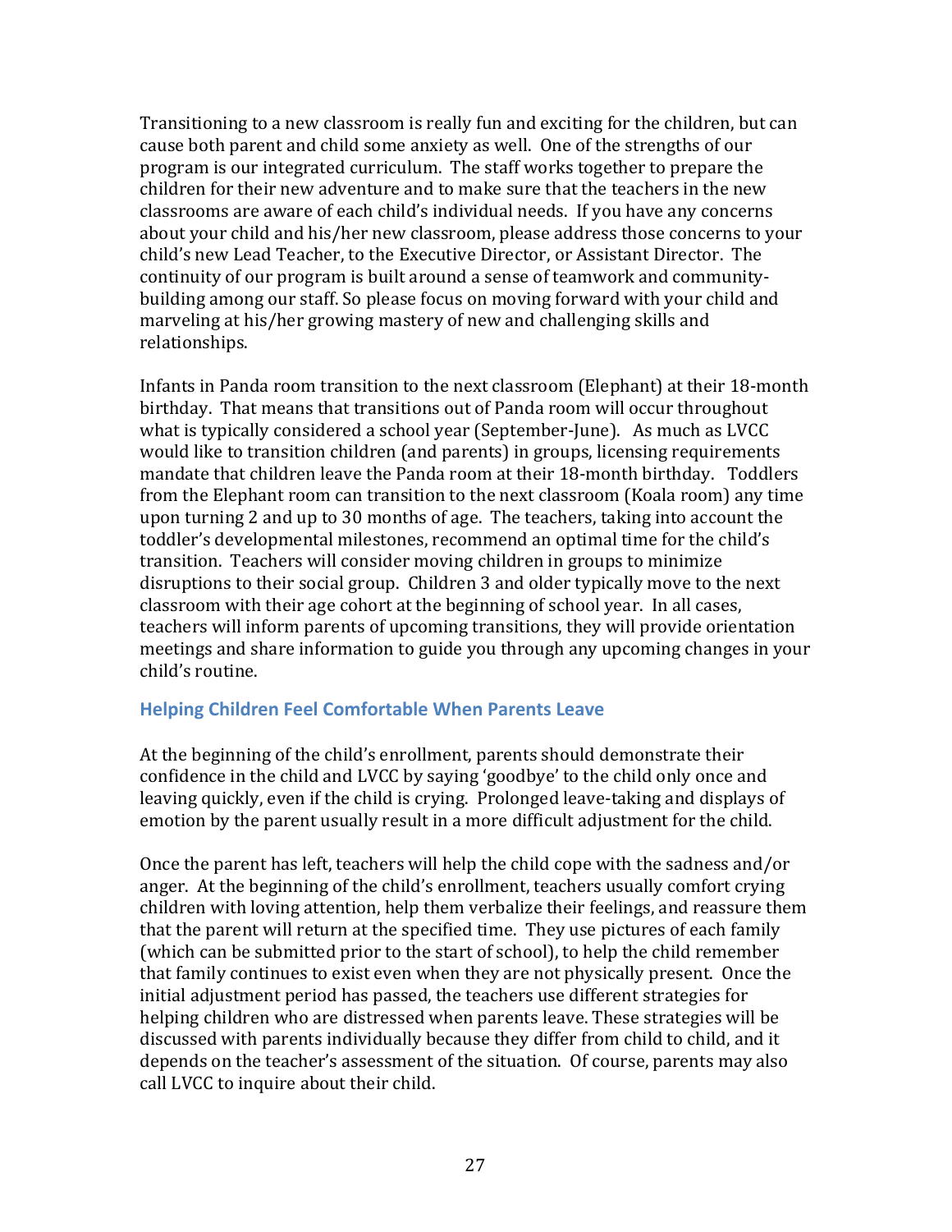Transitioning to a new classroom is really fun and exciting for the children, but can cause both parent and child some anxiety as well. One of the strengths of our program is our integrated curriculum. The staff works together to prepare the children for their new adventure and to make sure that the teachers in the new classrooms are aware of each child's individual needs. If you have any concerns about your child and his/her new classroom, please address those concerns to your child's new Lead Teacher, to the Executive Director, or Assistant Director. The continuity of our program is built around a sense of teamwork and community-building among our staff. So please focus on moving forward with your child and marveling at his/her growing mastery of new and challenging skills and relationships.

Infants in Panda room transition to the next classroom (Elephant) at their 18-month birthday. That means that transitions out of Panda room will occur throughout what is typically considered a school year (September-June). As much as LVCC would like to transition children (and parents) in groups, licensing requirements mandate that children leave the Panda room at their 18-month birthday. Toddlers from the Elephant room can transition to the next classroom (Koala room) any time upon turning 2 and up to 30 months of age. The teachers, taking into account the toddler's developmental milestones, recommend an optimal time for the child's transition. Teachers will consider moving children in groups to minimize disruptions to their social group. Children 3 and older typically move to the next classroom with their age cohort at the beginning of school year. In all cases, teachers will inform parents of upcoming transitions, they will provide orientation meetings and share information to guide you through any upcoming changes in your child's routine.

### Helping Children Feel Comfortable When Parents Leave

At the beginning of the child's enrollment, parents should demonstrate their confidence in the child and LVCC by saying 'goodbye' to the child only once and leaving quickly, even if the child is crying. Prolonged leave-taking and displays of emotion by the parent usually result in a more difficult adjustment for the child.

Once the parent has left, teachers will help the child cope with the sadness and/or anger. At the beginning of the child's enrollment, teachers usually comfort crying children with loving attention, help them verbalize their feelings, and reassure them that the parent will return at the specified time. They use pictures of each family (which can be submitted prior to the start of school), to help the child remember that family continues to exist even when they are not physically present. Once the initial adjustment period has passed, the teachers use different strategies for helping children who are distressed when parents leave. These strategies will be discussed with parents individually because they differ from child to child, and it depends on the teacher's assessment of the situation. Of course, parents may also call LVCC to inquire about their child.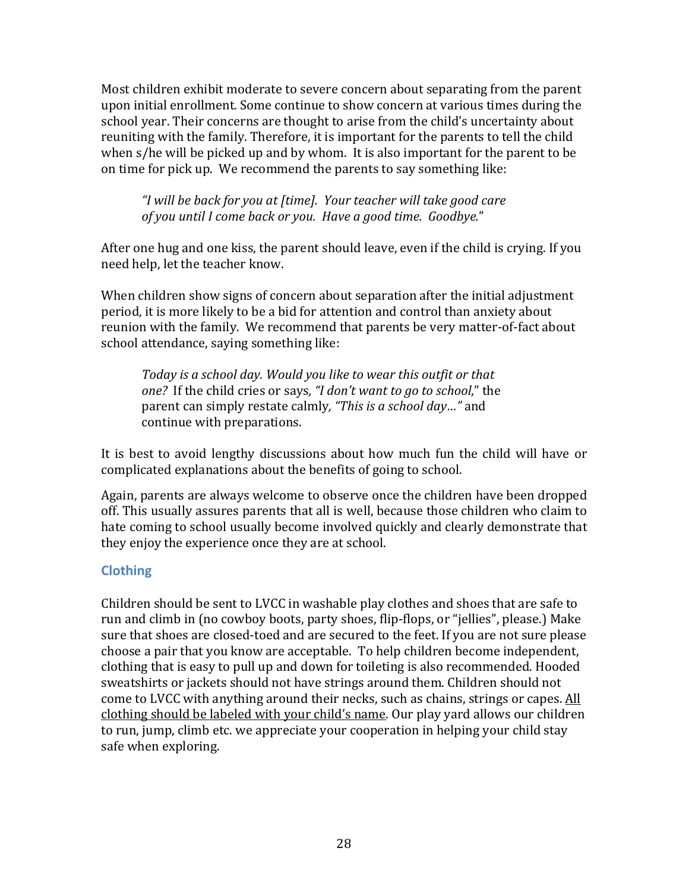Most children exhibit moderate to severe concern about separating from the parent upon initial enrollment. Some continue to show concern at various times during the school year. Their concerns are thought to arise from the child's uncertainty about reuniting with the family. Therefore, it is important for the parents to tell the child when s/he will be picked up and by whom. It is also important for the parent to be on time for pick up. We recommend the parents to say something like:

> *"I will be back for you at [time]. Your teacher will take good care of you until I come back or you. Have a good time. Goodbye.*"

After one hug and one kiss, the parent should leave, even if the child is crying. If you need help, let the teacher know.

When children show signs of concern about separation after the initial adjustment period, it is more likely to be a bid for attention and control than anxiety about reunion with the family. We recommend that parents be very matter-of-fact about school attendance, saying something like:

> *Today is a school day. Would you like to wear this outfit or that one?* If the child cries or says*, "I don't want to go to school*," the parent can simply restate calmly*, "This is a school day…"* and continue with preparations.

It is best to avoid lengthy discussions about how much fun the child will have or complicated explanations about the benefits of going to school.

Again, parents are always welcome to observe once the children have been dropped off. This usually assures parents that all is well, because those children who claim to hate coming to school usually become involved quickly and clearly demonstrate that they enjoy the experience once they are at school.

### Clothing

Children should be sent to LVCC in washable play clothes and shoes that are safe to run and climb in (no cowboy boots, party shoes, flip-flops, or "jellies", please.) Make sure that shoes are closed-toed and are secured to the feet. If you are not sure please choose a pair that you know are acceptable. To help children become independent, clothing that is easy to pull up and down for toileting is also recommended. Hooded sweatshirts or jackets should not have strings around them. Children should not come to LVCC with anything around their necks, such as chains, strings or capes. <u>All clothing should be labeled with your child's name</u>*.* Our play yard allows our children to run, jump, climb etc. we appreciate your cooperation in helping your child stay safe when exploring.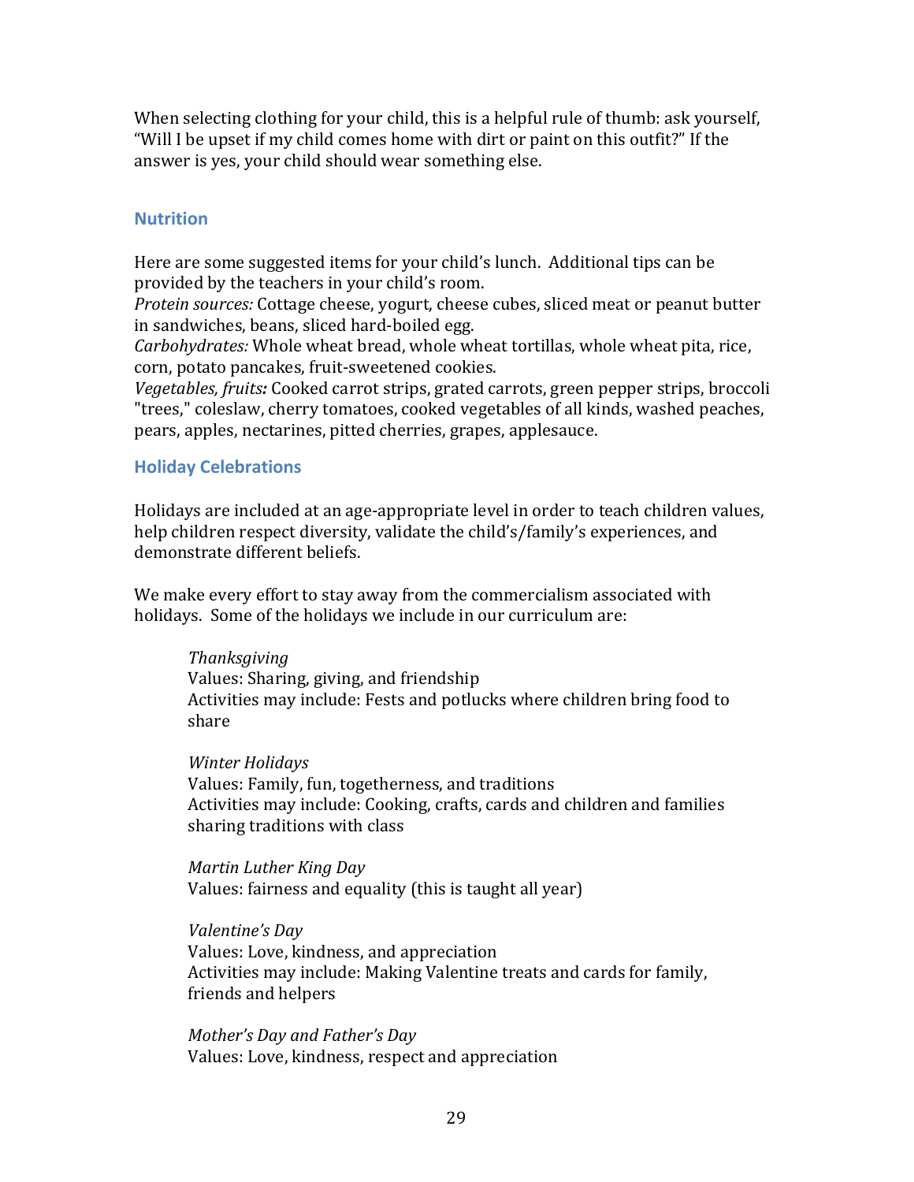When selecting clothing for your child, this is a helpful rule of thumb: ask yourself, "Will I be upset if my child comes home with dirt or paint on this outfit?" If the answer is yes, your child should wear something else.

### Nutrition

Here are some suggested items for your child's lunch. Additional tips can be provided by the teachers in your child's room.
*Protein sources:* Cottage cheese, yogurt, cheese cubes, sliced meat or peanut butter in sandwiches, beans, sliced hard-boiled egg.
*Carbohydrates:* Whole wheat bread, whole wheat tortillas, whole wheat pita, rice, corn, potato pancakes, fruit-sweetened cookies.
*Vegetables, fruits:* Cooked carrot strips, grated carrots, green pepper strips, broccoli "trees," coleslaw, cherry tomatoes, cooked vegetables of all kinds, washed peaches, pears, apples, nectarines, pitted cherries, grapes, applesauce.

### Holiday Celebrations

Holidays are included at an age-appropriate level in order to teach children values, help children respect diversity, validate the child's/family's experiences, and demonstrate different beliefs.

We make every effort to stay away from the commercialism associated with holidays. Some of the holidays we include in our curriculum are:

*Thanksgiving*
Values: Sharing, giving, and friendship
Activities may include: Fests and potlucks where children bring food to share

*Winter Holidays*
Values: Family, fun, togetherness, and traditions
Activities may include: Cooking, crafts, cards and children and families sharing traditions with class

*Martin Luther King Day*
Values: fairness and equality (this is taught all year)

*Valentine's Day*
Values: Love, kindness, and appreciation
Activities may include: Making Valentine treats and cards for family, friends and helpers

*Mother's Day and Father's Day*
Values: Love, kindness, respect and appreciation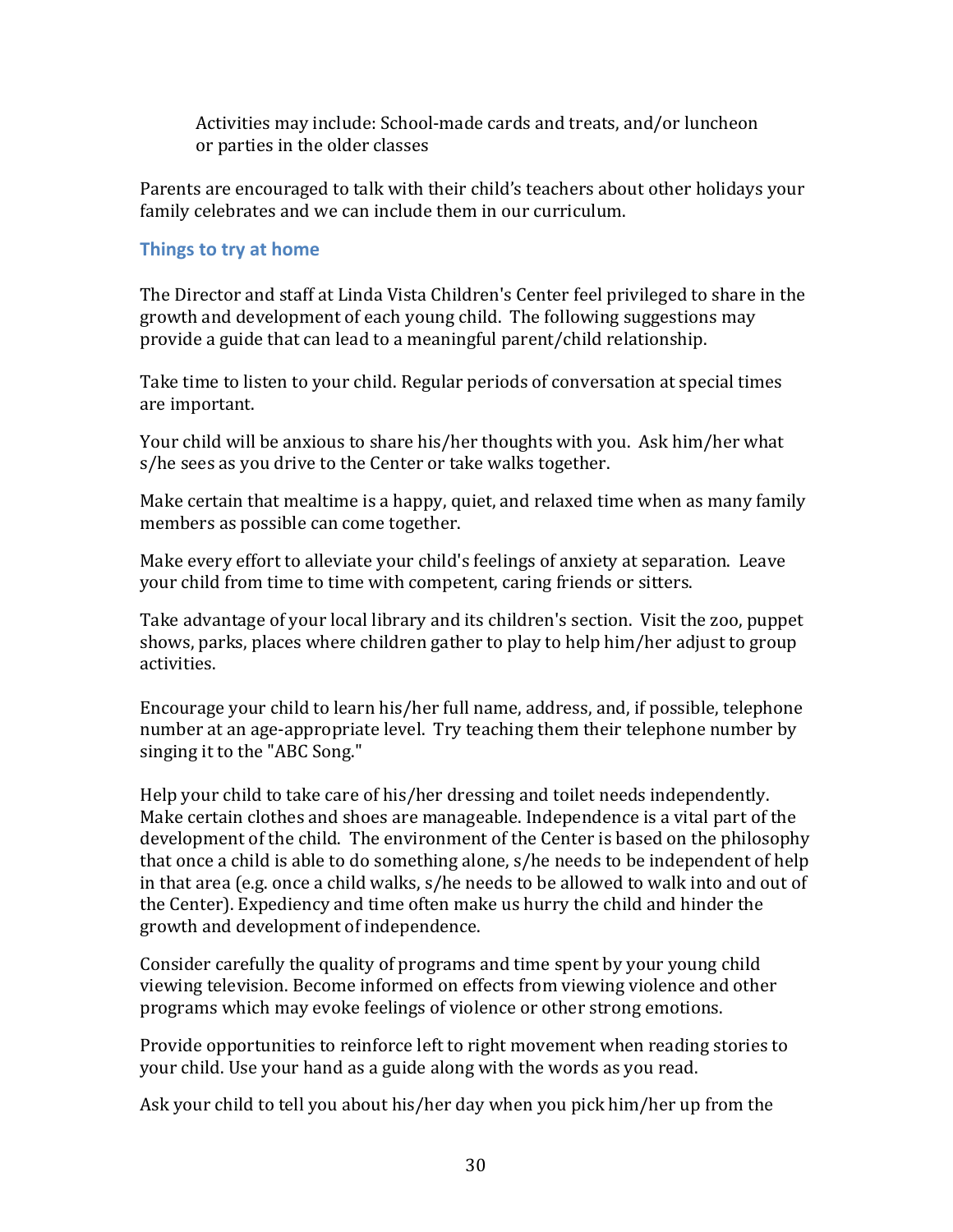Activities may include: School-made cards and treats, and/or luncheon or parties in the older classes

Parents are encouraged to talk with their child's teachers about other holidays your family celebrates and we can include them in our curriculum.

## Things to try at home

The Director and staff at Linda Vista Children's Center feel privileged to share in the growth and development of each young child. The following suggestions may provide a guide that can lead to a meaningful parent/child relationship.

Take time to listen to your child. Regular periods of conversation at special times are important.

Your child will be anxious to share his/her thoughts with you. Ask him/her what s/he sees as you drive to the Center or take walks together.

Make certain that mealtime is a happy, quiet, and relaxed time when as many family members as possible can come together.

Make every effort to alleviate your child's feelings of anxiety at separation. Leave your child from time to time with competent, caring friends or sitters.

Take advantage of your local library and its children's section. Visit the zoo, puppet shows, parks, places where children gather to play to help him/her adjust to group activities.

Encourage your child to learn his/her full name, address, and, if possible, telephone number at an age-appropriate level. Try teaching them their telephone number by singing it to the "ABC Song."

Help your child to take care of his/her dressing and toilet needs independently. Make certain clothes and shoes are manageable. Independence is a vital part of the development of the child. The environment of the Center is based on the philosophy that once a child is able to do something alone, s/he needs to be independent of help in that area (e.g. once a child walks, s/he needs to be allowed to walk into and out of the Center). Expediency and time often make us hurry the child and hinder the growth and development of independence.

Consider carefully the quality of programs and time spent by your young child viewing television. Become informed on effects from viewing violence and other programs which may evoke feelings of violence or other strong emotions.

Provide opportunities to reinforce left to right movement when reading stories to your child. Use your hand as a guide along with the words as you read.

Ask your child to tell you about his/her day when you pick him/her up from the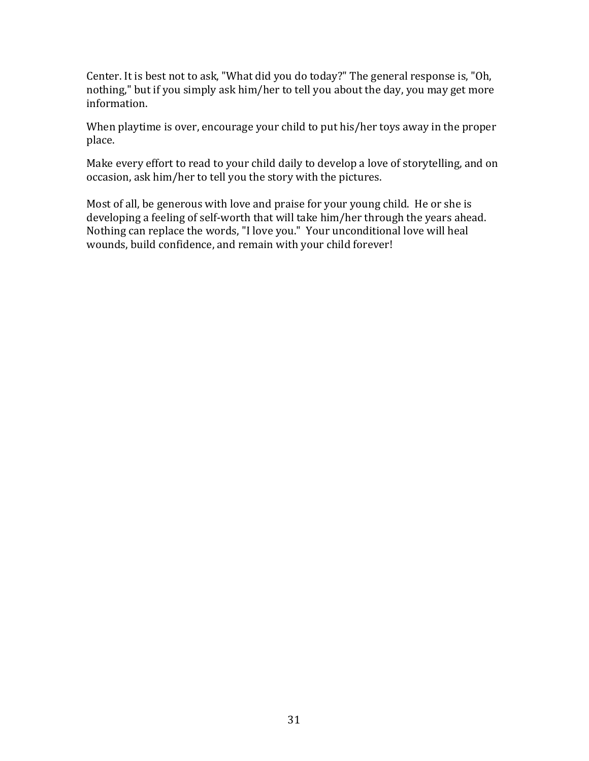Center. It is best not to ask, "What did you do today?" The general response is, "Oh, nothing," but if you simply ask him/her to tell you about the day, you may get more information.

When playtime is over, encourage your child to put his/her toys away in the proper place.

Make every effort to read to your child daily to develop a love of storytelling, and on occasion, ask him/her to tell you the story with the pictures.

Most of all, be generous with love and praise for your young child. He or she is developing a feeling of self-worth that will take him/her through the years ahead. Nothing can replace the words, "I love you." Your unconditional love will heal wounds, build confidence, and remain with your child forever!